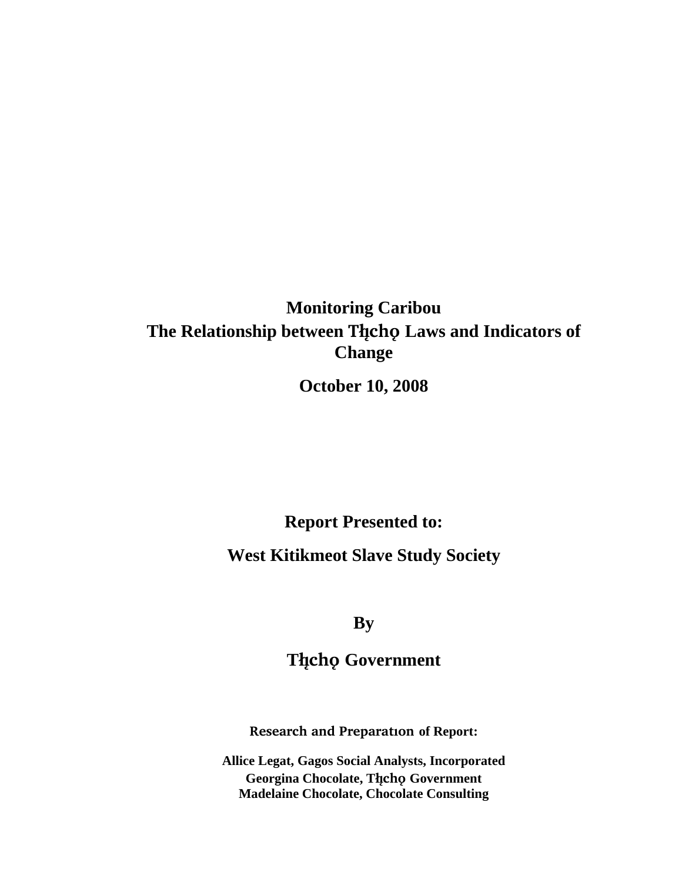# Monitoring Caribou
# The Relationship between Tłįchǫ Laws and Indicators of Change

**October 10, 2008**

**Report Presented to:**

**West Kitikmeot Slave Study Society**

**By**

**Tłįchǫ Government**

**Research and Preparatıon of Report:**

**Allice Legat, Gagos Social Analysts, Incorporated**
**Georgina Chocolate, Tłįchǫ Government**
**Madelaine Chocolate, Chocolate Consulting**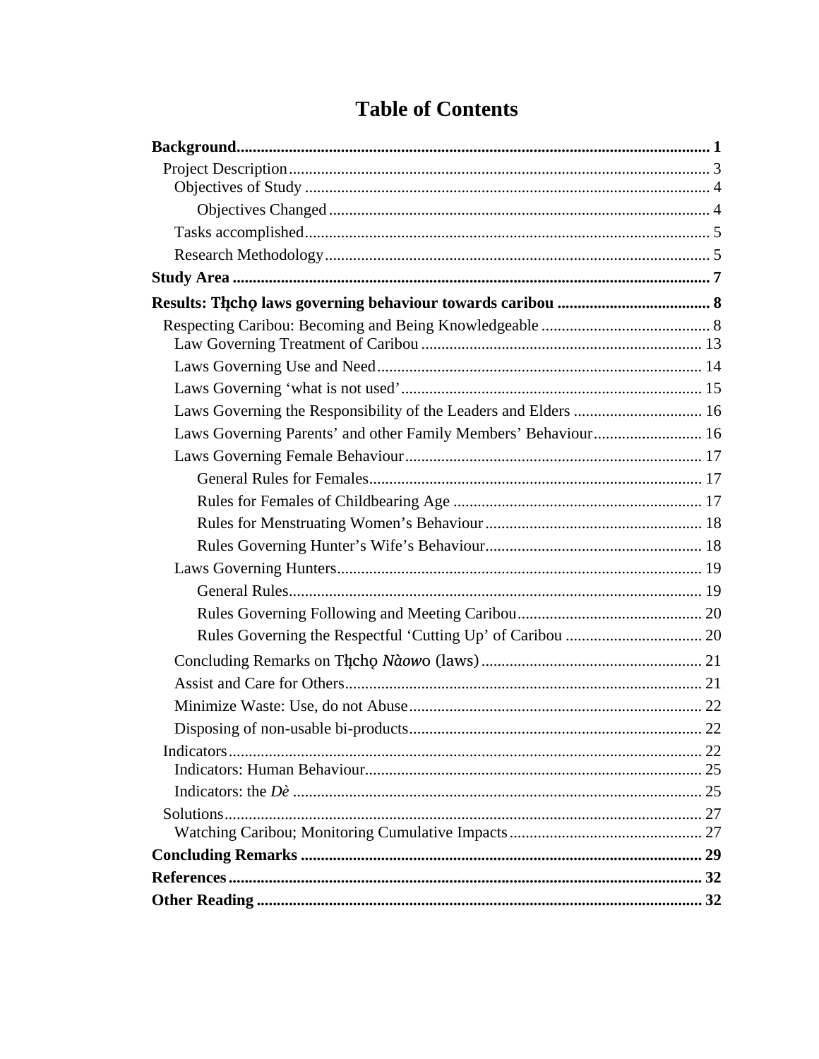# Table of Contents

**Background** ..... **1**

- Project Description ..... 3
  - Objectives of Study ..... 4
    - Objectives Changed ..... 4
  - Tasks accomplished ..... 5
  - Research Methodology ..... 5

**Study Area** ..... **7**

**Results: Tłı̨chǫ laws governing behaviour towards caribou** ..... **8**

- Respecting Caribou: Becoming and Being Knowledgeable ..... 8
  - Law Governing Treatment of Caribou ..... 13
  - Laws Governing Use and Need ..... 14
  - Laws Governing 'what is not used' ..... 15
  - Laws Governing the Responsibility of the Leaders and Elders ..... 16
  - Laws Governing Parents' and other Family Members' Behaviour ..... 16
  - Laws Governing Female Behaviour ..... 17
    - General Rules for Females ..... 17
    - Rules for Females of Childbearing Age ..... 17
    - Rules for Menstruating Women's Behaviour ..... 18
    - Rules Governing Hunter's Wife's Behaviour ..... 18
  - Laws Governing Hunters ..... 19
    - General Rules ..... 19
    - Rules Governing Following and Meeting Caribou ..... 20
    - Rules Governing the Respectful 'Cutting Up' of Caribou ..... 20
  - Concluding Remarks on Tłı̨chǫ *Nàowo* (laws) ..... 21
  - Assist and Care for Others ..... 21
  - Minimize Waste: Use, do not Abuse ..... 22
  - Disposing of non-usable bi-products ..... 22
- Indicators ..... 22
  - Indicators: Human Behaviour ..... 25
  - Indicators: the *Dè* ..... 25
- Solutions ..... 27
  - Watching Caribou; Monitoring Cumulative Impacts ..... 27

**Concluding Remarks** ..... **29**

**References** ..... **32**

**Other Reading** ..... **32**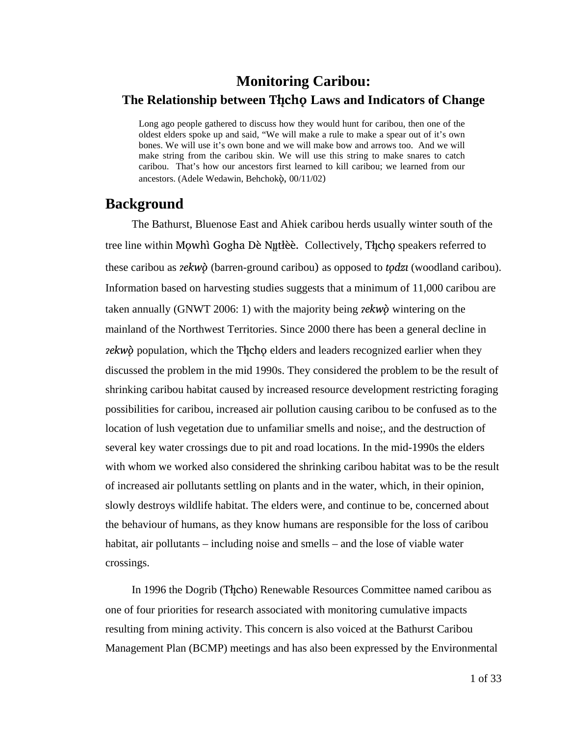# Monitoring Caribou:

## The Relationship between Tłı̨chǫ Laws and Indicators of Change

> Long ago people gathered to discuss how they would hunt for caribou, then one of the oldest elders spoke up and said, "We will make a rule to make a spear out of it's own bones. We will use it's own bone and we will make bow and arrows too. And we will make string from the caribou skin. We will use this string to make snares to catch caribou. That's how our ancestors first learned to kill caribou; we learned from our ancestors. (Adele Wedawin, Behchokǫ̀, 00/11/02)

## Background

The Bathurst, Bluenose East and Ahiek caribou herds usually winter south of the tree line within Mǫwhì Gogha Dè Nı̨ı̨tłèè. Collectively, Tłı̨chǫ speakers referred to these caribou as *ʔekwǫ̀* (barren-ground caribou) as opposed to *tǫdzı* (woodland caribou). Information based on harvesting studies suggests that a minimum of 11,000 caribou are taken annually (GNWT 2006: 1) with the majority being *ʔekwǫ̀* wintering on the mainland of the Northwest Territories. Since 2000 there has been a general decline in *ʔekwǫ̀* population, which the Tłı̨chǫ elders and leaders recognized earlier when they discussed the problem in the mid 1990s. They considered the problem to be the result of shrinking caribou habitat caused by increased resource development restricting foraging possibilities for caribou, increased air pollution causing caribou to be confused as to the location of lush vegetation due to unfamiliar smells and noise;, and the destruction of several key water crossings due to pit and road locations. In the mid-1990s the elders with whom we worked also considered the shrinking caribou habitat was to be the result of increased air pollutants settling on plants and in the water, which, in their opinion, slowly destroys wildlife habitat. The elders were, and continue to be, concerned about the behaviour of humans, as they know humans are responsible for the loss of caribou habitat, air pollutants – including noise and smells – and the lose of viable water crossings.

In 1996 the Dogrib (Tłı̨cho) Renewable Resources Committee named caribou as one of four priorities for research associated with monitoring cumulative impacts resulting from mining activity. This concern is also voiced at the Bathurst Caribou Management Plan (BCMP) meetings and has also been expressed by the Environmental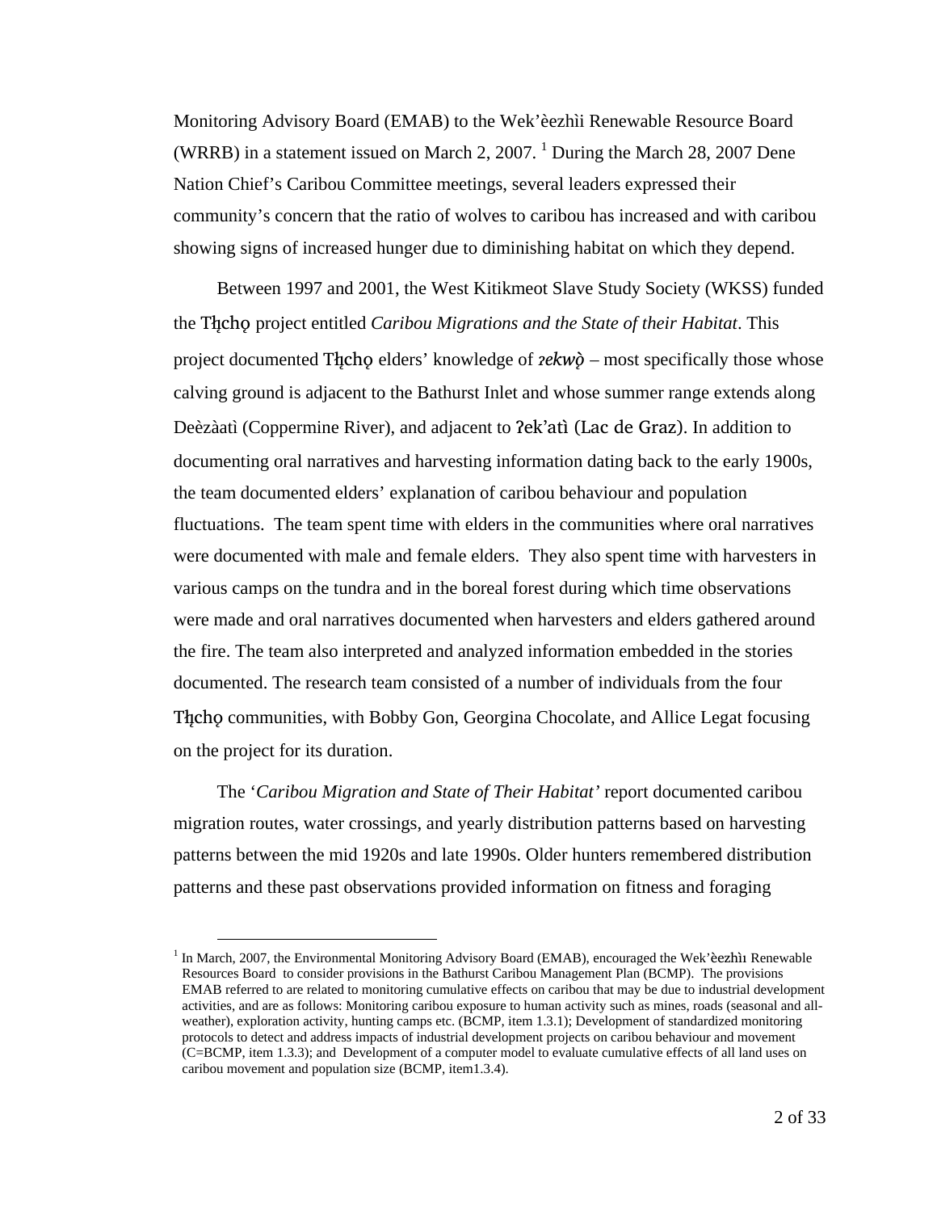Monitoring Advisory Board (EMAB) to the Wek'èezhìi Renewable Resource Board (WRRB) in a statement issued on March 2, 2007. [1] During the March 28, 2007 Dene Nation Chief's Caribou Committee meetings, several leaders expressed their community's concern that the ratio of wolves to caribou has increased and with caribou showing signs of increased hunger due to diminishing habitat on which they depend.

Between 1997 and 2001, the West Kitikmeot Slave Study Society (WKSS) funded the Tłı̨chǫ project entitled *Caribou Migrations and the State of their Habitat*. This project documented Tłı̨chǫ elders' knowledge of *ʔekwǫ̀* – most specifically those whose calving ground is adjacent to the Bathurst Inlet and whose summer range extends along Deèzàatì (Coppermine River), and adjacent to ʔek'atì (Lac de Graz). In addition to documenting oral narratives and harvesting information dating back to the early 1900s, the team documented elders' explanation of caribou behaviour and population fluctuations. The team spent time with elders in the communities where oral narratives were documented with male and female elders. They also spent time with harvesters in various camps on the tundra and in the boreal forest during which time observations were made and oral narratives documented when harvesters and elders gathered around the fire. The team also interpreted and analyzed information embedded in the stories documented. The research team consisted of a number of individuals from the four Tłı̨chǫ communities, with Bobby Gon, Georgina Chocolate, and Allice Legat focusing on the project for its duration.

The '*Caribou Migration and State of Their Habitat'* report documented caribou migration routes, water crossings, and yearly distribution patterns based on harvesting patterns between the mid 1920s and late 1990s. Older hunters remembered distribution patterns and these past observations provided information on fitness and foraging

---

[1] In March, 2007, the Environmental Monitoring Advisory Board (EMAB), encouraged the Wek'èezhìı Renewable Resources Board to consider provisions in the Bathurst Caribou Management Plan (BCMP). The provisions EMAB referred to are related to monitoring cumulative effects on caribou that may be due to industrial development activities, and are as follows: Monitoring caribou exposure to human activity such as mines, roads (seasonal and all-weather), exploration activity, hunting camps etc. (BCMP, item 1.3.1); Development of standardized monitoring protocols to detect and address impacts of industrial development projects on caribou behaviour and movement (C=BCMP, item 1.3.3); and Development of a computer model to evaluate cumulative effects of all land uses on caribou movement and population size (BCMP, item1.3.4).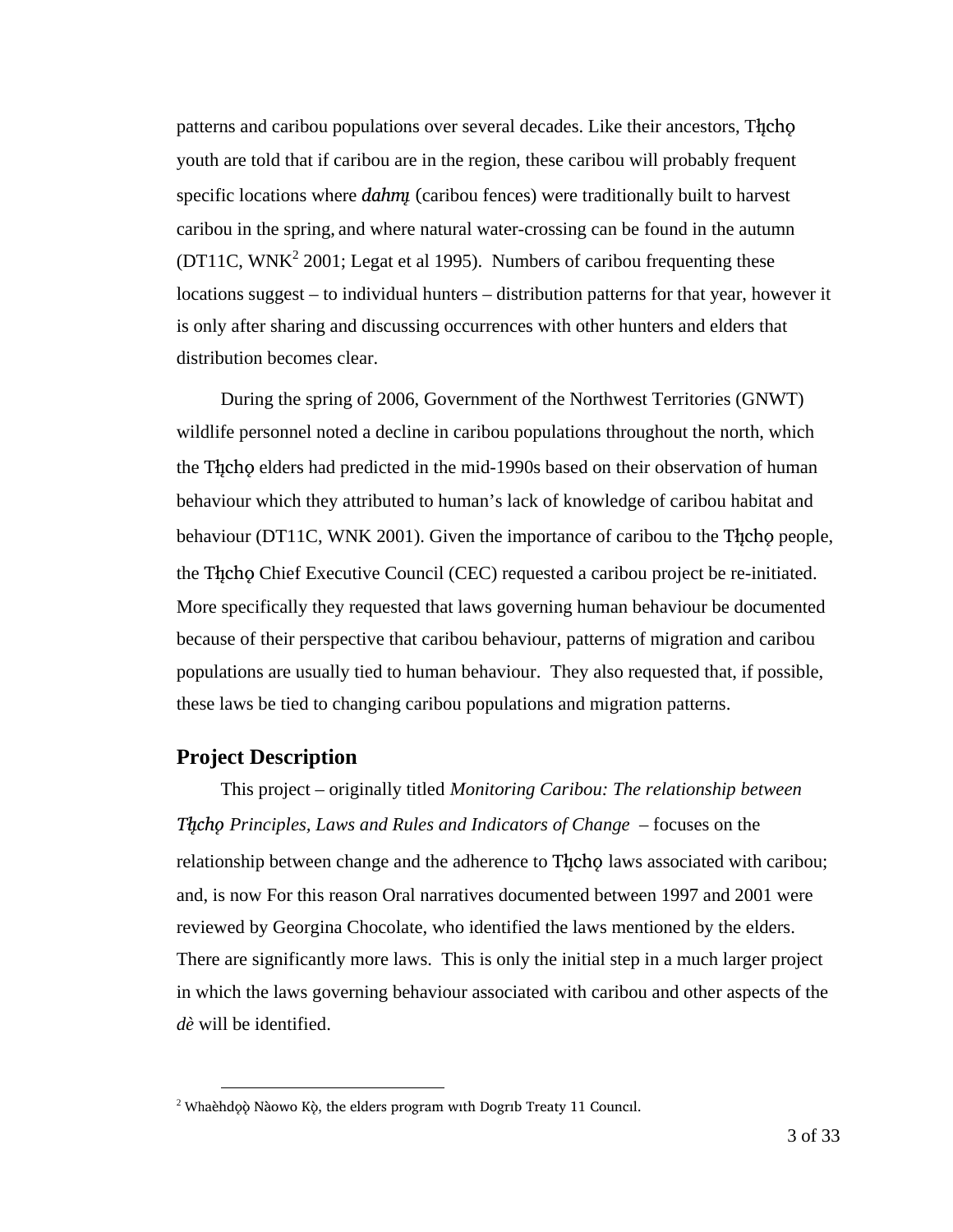patterns and caribou populations over several decades. Like their ancestors, Tłı̨chǫ youth are told that if caribou are in the region, these caribou will probably frequent specific locations where ***dahmı̨*** (caribou fences) were traditionally built to harvest caribou in the spring, and where natural water-crossing can be found in the autumn (DT11C, WNK[2] 2001; Legat et al 1995). Numbers of caribou frequenting these locations suggest – to individual hunters – distribution patterns for that year, however it is only after sharing and discussing occurrences with other hunters and elders that distribution becomes clear.

During the spring of 2006, Government of the Northwest Territories (GNWT) wildlife personnel noted a decline in caribou populations throughout the north, which the Tłı̨chǫ elders had predicted in the mid-1990s based on their observation of human behaviour which they attributed to human's lack of knowledge of caribou habitat and behaviour (DT11C, WNK 2001). Given the importance of caribou to the Tłı̨chǫ people, the Tłı̨chǫ Chief Executive Council (CEC) requested a caribou project be re-initiated. More specifically they requested that laws governing human behaviour be documented because of their perspective that caribou behaviour, patterns of migration and caribou populations are usually tied to human behaviour. They also requested that, if possible, these laws be tied to changing caribou populations and migration patterns.

## Project Description

This project – originally titled *Monitoring Caribou: The relationship between Tłı̨chǫ Principles, Laws and Rules and Indicators of Change* – focuses on the relationship between change and the adherence to Tłı̨chǫ laws associated with caribou; and, is now For this reason Oral narratives documented between 1997 and 2001 were reviewed by Georgina Chocolate, who identified the laws mentioned by the elders. There are significantly more laws. This is only the initial step in a much larger project in which the laws governing behaviour associated with caribou and other aspects of the *dè* will be identified.

[2] Whaèhdǫǫ̀ Nàowo Kǫ̀, the elders program with Dogrib Treaty 11 Council.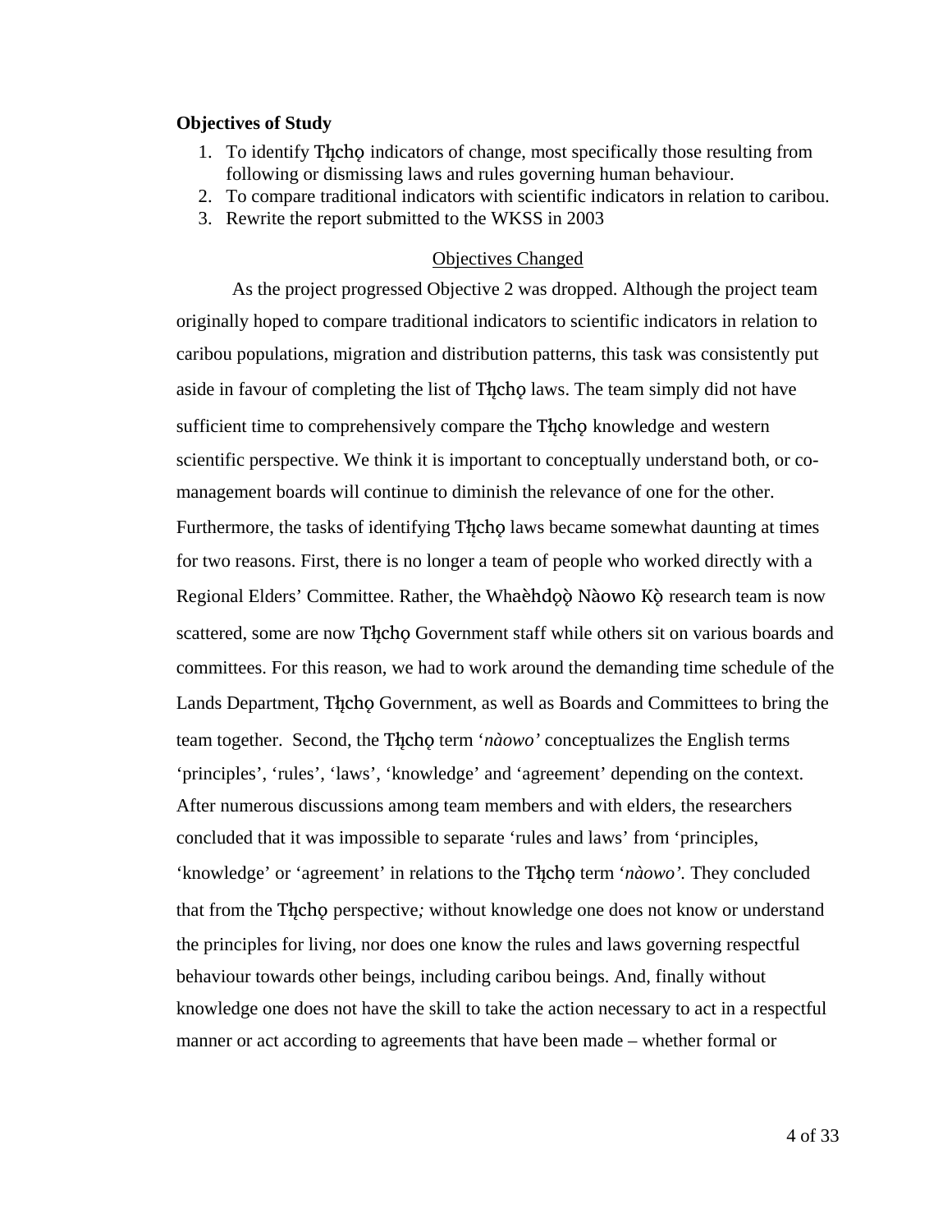**Objectives of Study**

1. To identify Tłı̨chǫ indicators of change, most specifically those resulting from following or dismissing laws and rules governing human behaviour.
2. To compare traditional indicators with scientific indicators in relation to caribou.
3. Rewrite the report submitted to the WKSS in 2003

Objectives Changed

As the project progressed Objective 2 was dropped. Although the project team originally hoped to compare traditional indicators to scientific indicators in relation to caribou populations, migration and distribution patterns, this task was consistently put aside in favour of completing the list of Tłı̨chǫ laws. The team simply did not have sufficient time to comprehensively compare the Tłı̨chǫ knowledge and western scientific perspective. We think it is important to conceptually understand both, or co-management boards will continue to diminish the relevance of one for the other. Furthermore, the tasks of identifying Tłı̨chǫ laws became somewhat daunting at times for two reasons. First, there is no longer a team of people who worked directly with a Regional Elders' Committee. Rather, the Whaèhdǫǫ̀ Nàowo Kǫ̀ research team is now scattered, some are now Tłı̨chǫ Government staff while others sit on various boards and committees. For this reason, we had to work around the demanding time schedule of the Lands Department, Tłı̨chǫ Government, as well as Boards and Committees to bring the team together. Second, the Tłı̨chǫ term '*nàowo'* conceptualizes the English terms 'principles', 'rules', 'laws', 'knowledge' and 'agreement' depending on the context. After numerous discussions among team members and with elders, the researchers concluded that it was impossible to separate 'rules and laws' from 'principles, 'knowledge' or 'agreement' in relations to the Tłı̨chǫ term '*nàowo'.* They concluded that from the Tłı̨chǫ perspective*;* without knowledge one does not know or understand the principles for living, nor does one know the rules and laws governing respectful behaviour towards other beings, including caribou beings. And, finally without knowledge one does not have the skill to take the action necessary to act in a respectful manner or act according to agreements that have been made – whether formal or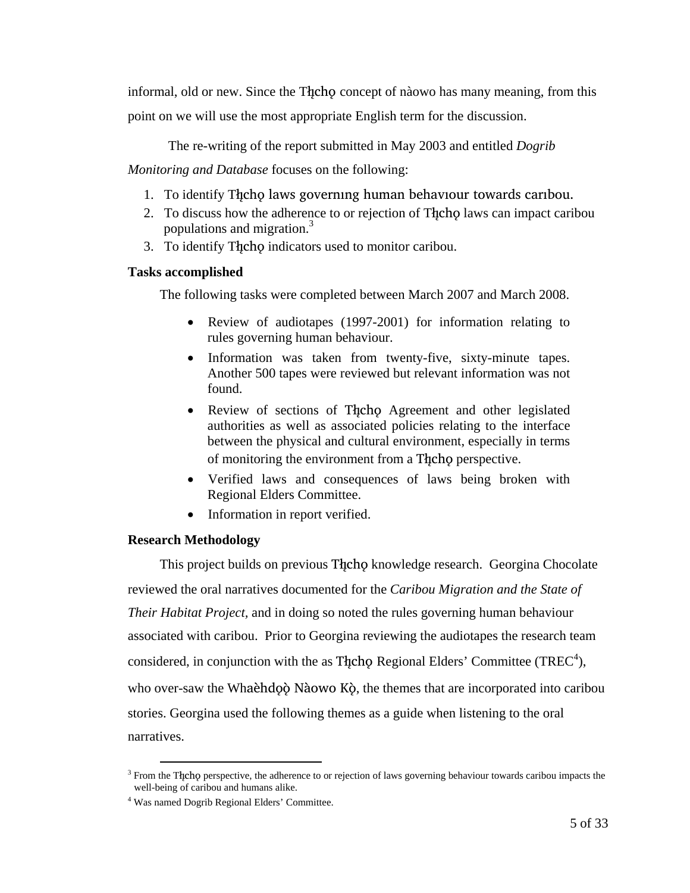informal, old or new. Since the Tłı̨chǫ concept of nàowo has many meaning, from this point on we will use the most appropriate English term for the discussion.

The re-writing of the report submitted in May 2003 and entitled *Dogrib Monitoring and Database* focuses on the following:

1. To identify Tłı̨chǫ laws governıng human behavıour towards carıbou.
2. To discuss how the adherence to or rejection of Tłı̨chǫ laws can impact caribou populations and migration.[3]
3. To identify Tłı̨chǫ indicators used to monitor caribou.

**Tasks accomplished**

The following tasks were completed between March 2007 and March 2008.

- Review of audiotapes (1997-2001) for information relating to rules governing human behaviour.
- Information was taken from twenty-five, sixty-minute tapes. Another 500 tapes were reviewed but relevant information was not found.
- Review of sections of Tłı̨chǫ Agreement and other legislated authorities as well as associated policies relating to the interface between the physical and cultural environment, especially in terms of monitoring the environment from a Tłı̨chǫ perspective.
- Verified laws and consequences of laws being broken with Regional Elders Committee.
- Information in report verified.

**Research Methodology**

This project builds on previous Tłı̨chǫ knowledge research. Georgina Chocolate reviewed the oral narratives documented for the *Caribou Migration and the State of Their Habitat Project,* and in doing so noted the rules governing human behaviour associated with caribou. Prior to Georgina reviewing the audiotapes the research team considered, in conjunction with the as Tłı̨chǫ Regional Elders' Committee (TREC[4]), who over-saw the Whaèhdǫǫ̀ Nàowo Kǫ̀, the themes that are incorporated into caribou stories. Georgina used the following themes as a guide when listening to the oral narratives.

---

[3] From the Tłı̨chǫ perspective, the adherence to or rejection of laws governing behaviour towards caribou impacts the well-being of caribou and humans alike.

[4] Was named Dogrib Regional Elders' Committee.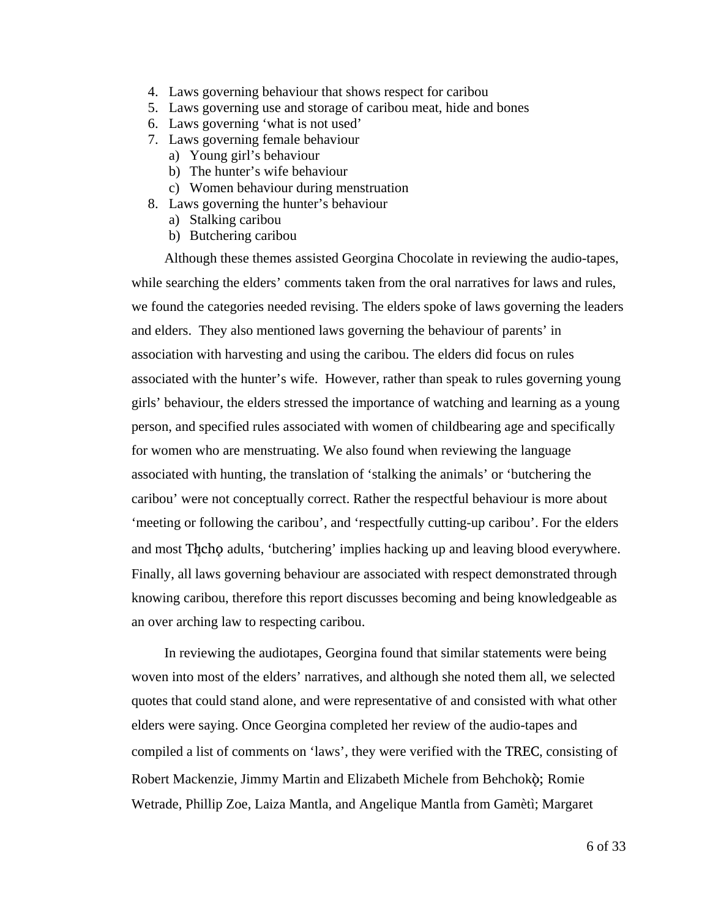4. Laws governing behaviour that shows respect for caribou
5. Laws governing use and storage of caribou meat, hide and bones
6. Laws governing 'what is not used'
7. Laws governing female behaviour
   a) Young girl's behaviour
   b) The hunter's wife behaviour
   c) Women behaviour during menstruation
8. Laws governing the hunter's behaviour
   a) Stalking caribou
   b) Butchering caribou

Although these themes assisted Georgina Chocolate in reviewing the audio-tapes, while searching the elders' comments taken from the oral narratives for laws and rules, we found the categories needed revising. The elders spoke of laws governing the leaders and elders. They also mentioned laws governing the behaviour of parents' in association with harvesting and using the caribou. The elders did focus on rules associated with the hunter's wife. However, rather than speak to rules governing young girls' behaviour, the elders stressed the importance of watching and learning as a young person, and specified rules associated with women of childbearing age and specifically for women who are menstruating. We also found when reviewing the language associated with hunting, the translation of 'stalking the animals' or 'butchering the caribou' were not conceptually correct. Rather the respectful behaviour is more about 'meeting or following the caribou', and 'respectfully cutting-up caribou'. For the elders and most Tłı̨chǫ adults, 'butchering' implies hacking up and leaving blood everywhere. Finally, all laws governing behaviour are associated with respect demonstrated through knowing caribou, therefore this report discusses becoming and being knowledgeable as an over arching law to respecting caribou.

In reviewing the audiotapes, Georgina found that similar statements were being woven into most of the elders' narratives, and although she noted them all, we selected quotes that could stand alone, and were representative of and consisted with what other elders were saying. Once Georgina completed her review of the audio-tapes and compiled a list of comments on 'laws', they were verified with the TREC, consisting of Robert Mackenzie, Jimmy Martin and Elizabeth Michele from Behchokǫ̀; Romie Wetrade, Phillip Zoe, Laiza Mantla, and Angelique Mantla from Gamètì; Margaret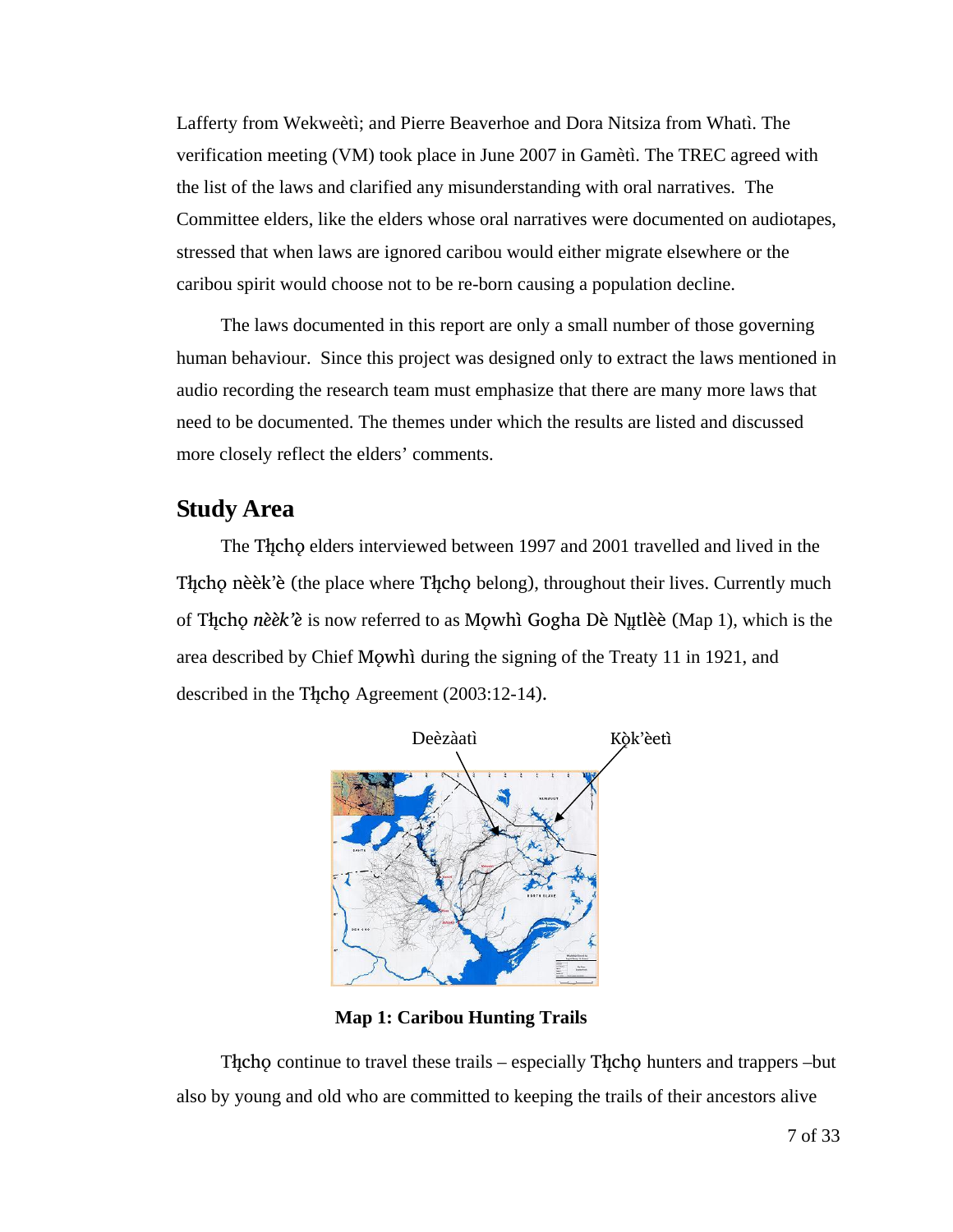Lafferty from Wekweètì; and Pierre Beaverhoe and Dora Nitsiza from Whatì. The verification meeting (VM) took place in June 2007 in Gamètì. The TREC agreed with the list of the laws and clarified any misunderstanding with oral narratives. The Committee elders, like the elders whose oral narratives were documented on audiotapes, stressed that when laws are ignored caribou would either migrate elsewhere or the caribou spirit would choose not to be re-born causing a population decline.

The laws documented in this report are only a small number of those governing human behaviour. Since this project was designed only to extract the laws mentioned in audio recording the research team must emphasize that there are many more laws that need to be documented. The themes under which the results are listed and discussed more closely reflect the elders' comments.

## Study Area

The Tłįchǫ elders interviewed between 1997 and 2001 travelled and lived in the Tłįchǫ nèèk'è (the place where Tłįchǫ belong), throughout their lives. Currently much of Tłįchǫ *nèèk'è* is now referred to as Mǫwhì Gogha Dè Nįįtłèè (Map 1), which is the area described by Chief Mǫwhì during the signing of the Treaty 11 in 1921, and described in the Tłįchǫ Agreement (2003:12-14).

Deèzàatì

Kǫ̀k'èetì

**Map 1: Caribou Hunting Trails**

Tłįchǫ continue to travel these trails – especially Tłįchǫ hunters and trappers –but also by young and old who are committed to keeping the trails of their ancestors alive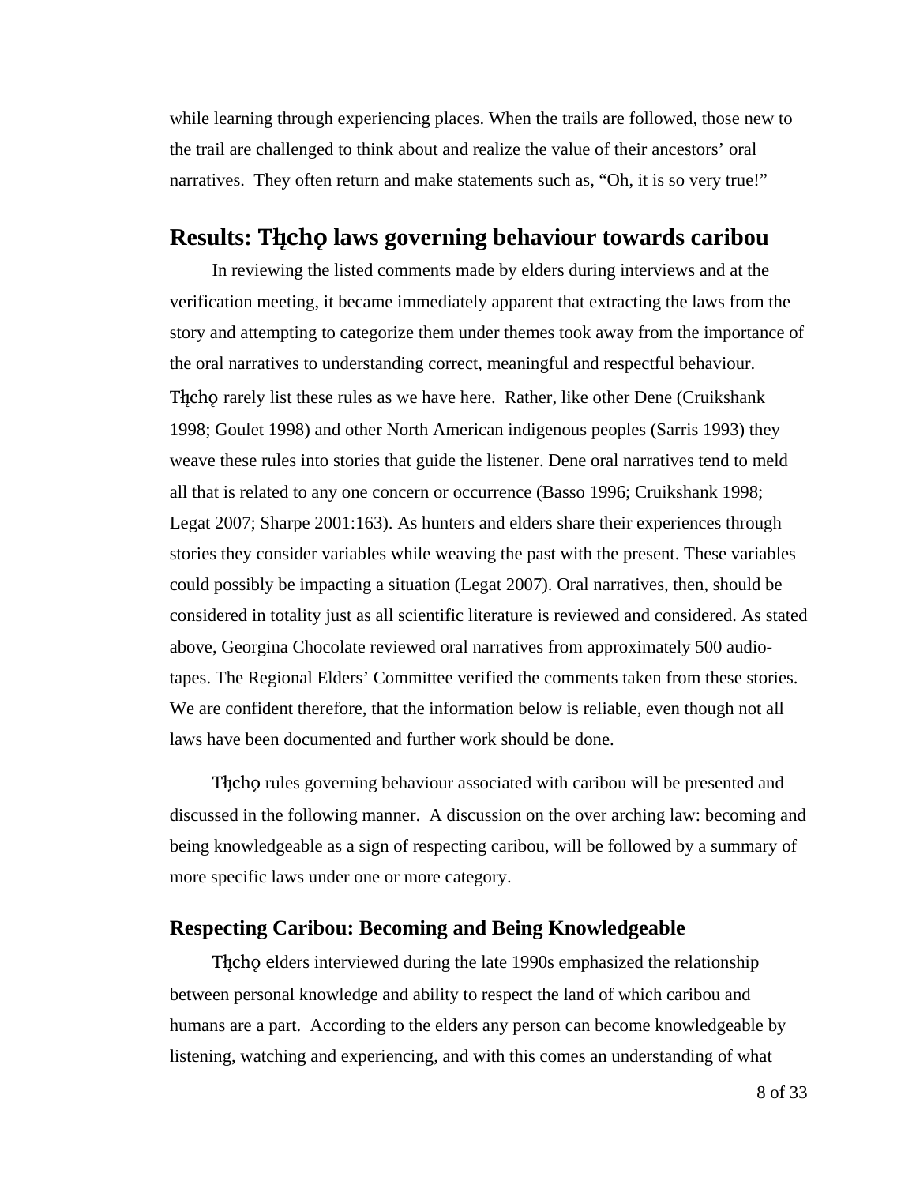while learning through experiencing places. When the trails are followed, those new to the trail are challenged to think about and realize the value of their ancestors' oral narratives. They often return and make statements such as, "Oh, it is so very true!"

## Results: Tłı̨chǫ laws governing behaviour towards caribou

In reviewing the listed comments made by elders during interviews and at the verification meeting, it became immediately apparent that extracting the laws from the story and attempting to categorize them under themes took away from the importance of the oral narratives to understanding correct, meaningful and respectful behaviour. Tłı̨chǫ rarely list these rules as we have here. Rather, like other Dene (Cruikshank 1998; Goulet 1998) and other North American indigenous peoples (Sarris 1993) they weave these rules into stories that guide the listener. Dene oral narratives tend to meld all that is related to any one concern or occurrence (Basso 1996; Cruikshank 1998; Legat 2007; Sharpe 2001:163). As hunters and elders share their experiences through stories they consider variables while weaving the past with the present. These variables could possibly be impacting a situation (Legat 2007). Oral narratives, then, should be considered in totality just as all scientific literature is reviewed and considered. As stated above, Georgina Chocolate reviewed oral narratives from approximately 500 audio-tapes. The Regional Elders' Committee verified the comments taken from these stories. We are confident therefore, that the information below is reliable, even though not all laws have been documented and further work should be done.

Tłı̨chǫ rules governing behaviour associated with caribou will be presented and discussed in the following manner. A discussion on the over arching law: becoming and being knowledgeable as a sign of respecting caribou, will be followed by a summary of more specific laws under one or more category.

### Respecting Caribou: Becoming and Being Knowledgeable

Tłı̨chǫ elders interviewed during the late 1990s emphasized the relationship between personal knowledge and ability to respect the land of which caribou and humans are a part. According to the elders any person can become knowledgeable by listening, watching and experiencing, and with this comes an understanding of what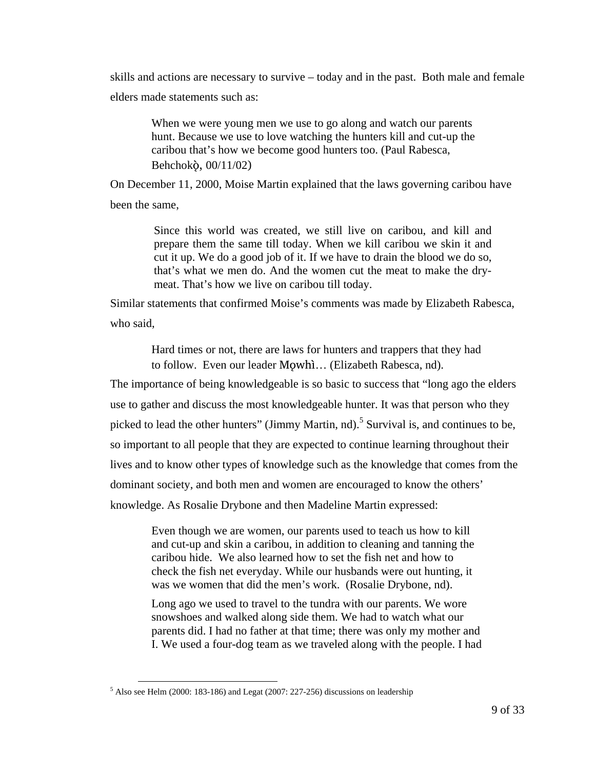skills and actions are necessary to survive – today and in the past. Both male and female elders made statements such as:

> When we were young men we use to go along and watch our parents hunt. Because we use to love watching the hunters kill and cut-up the caribou that's how we become good hunters too. (Paul Rabesca, Behchokǫ̀, 00/11/02)

On December 11, 2000, Moise Martin explained that the laws governing caribou have been the same,

> Since this world was created, we still live on caribou, and kill and prepare them the same till today. When we kill caribou we skin it and cut it up. We do a good job of it. If we have to drain the blood we do so, that's what we men do. And the women cut the meat to make the dry-meat. That's how we live on caribou till today.

Similar statements that confirmed Moise's comments was made by Elizabeth Rabesca, who said,

> Hard times or not, there are laws for hunters and trappers that they had to follow. Even our leader Mǫwhì… (Elizabeth Rabesca, nd).

The importance of being knowledgeable is so basic to success that "long ago the elders use to gather and discuss the most knowledgeable hunter. It was that person who they picked to lead the other hunters" (Jimmy Martin, nd).[5] Survival is, and continues to be, so important to all people that they are expected to continue learning throughout their lives and to know other types of knowledge such as the knowledge that comes from the dominant society, and both men and women are encouraged to know the others' knowledge. As Rosalie Drybone and then Madeline Martin expressed:

> Even though we are women, our parents used to teach us how to kill and cut-up and skin a caribou, in addition to cleaning and tanning the caribou hide. We also learned how to set the fish net and how to check the fish net everyday. While our husbands were out hunting, it was we women that did the men's work. (Rosalie Drybone, nd).
>
> Long ago we used to travel to the tundra with our parents. We wore snowshoes and walked along side them. We had to watch what our parents did. I had no father at that time; there was only my mother and I. We used a four-dog team as we traveled along with the people. I had

---

[5] Also see Helm (2000: 183-186) and Legat (2007: 227-256) discussions on leadership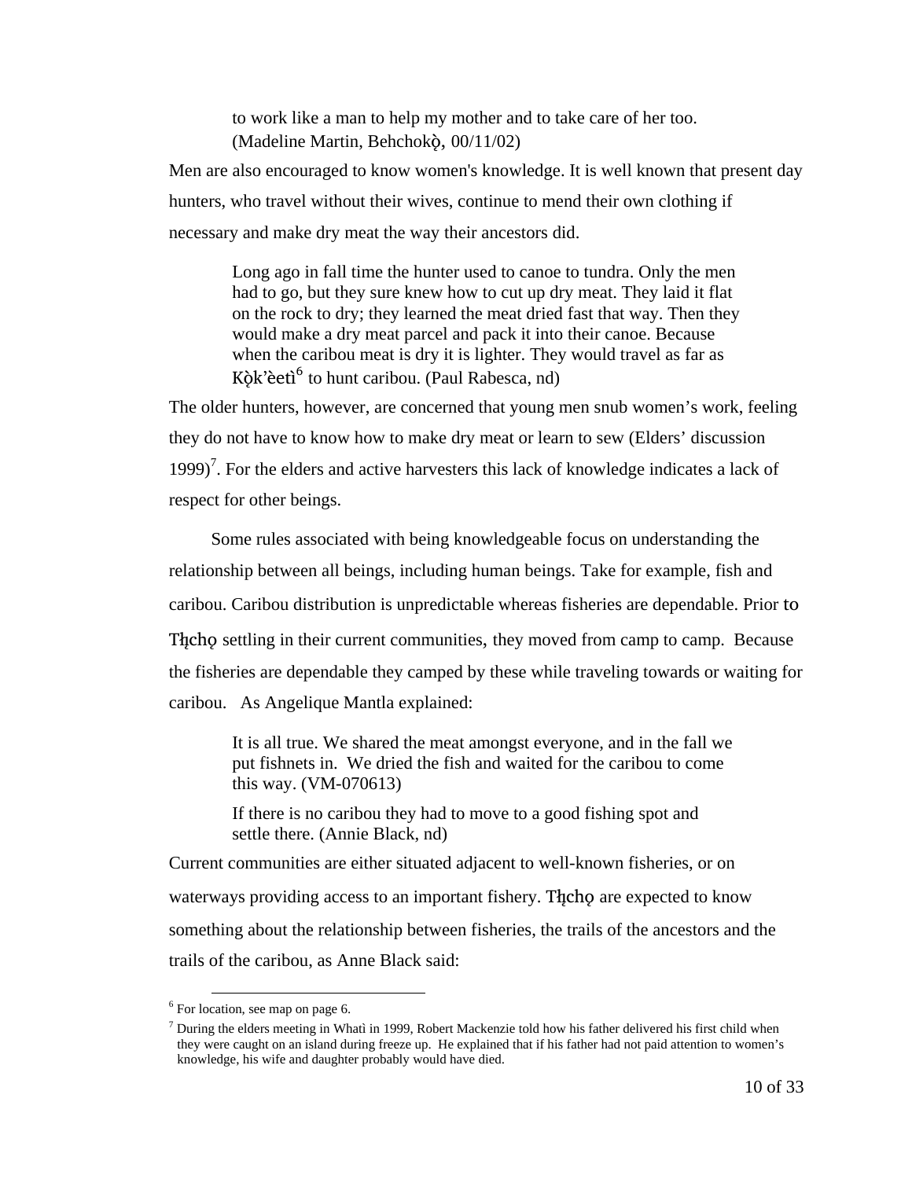> to work like a man to help my mother and to take care of her too. (Madeline Martin, Behchokǫ̀, 00/11/02)

Men are also encouraged to know women's knowledge. It is well known that present day hunters, who travel without their wives, continue to mend their own clothing if necessary and make dry meat the way their ancestors did.

> Long ago in fall time the hunter used to canoe to tundra. Only the men had to go, but they sure knew how to cut up dry meat. They laid it flat on the rock to dry; they learned the meat dried fast that way. Then they would make a dry meat parcel and pack it into their canoe. Because when the caribou meat is dry it is lighter. They would travel as far as Kǫ̀k'èetì[6] to hunt caribou. (Paul Rabesca, nd)

The older hunters, however, are concerned that young men snub women's work, feeling they do not have to know how to make dry meat or learn to sew (Elders' discussion 1999)[7]. For the elders and active harvesters this lack of knowledge indicates a lack of respect for other beings.

Some rules associated with being knowledgeable focus on understanding the relationship between all beings, including human beings. Take for example, fish and caribou. Caribou distribution is unpredictable whereas fisheries are dependable. Prior to Tłįchǫ settling in their current communities, they moved from camp to camp. Because the fisheries are dependable they camped by these while traveling towards or waiting for caribou. As Angelique Mantla explained:

> It is all true. We shared the meat amongst everyone, and in the fall we put fishnets in. We dried the fish and waited for the caribou to come this way. (VM-070613)
>
> If there is no caribou they had to move to a good fishing spot and settle there. (Annie Black, nd)

Current communities are either situated adjacent to well-known fisheries, or on waterways providing access to an important fishery. Tłįchǫ are expected to know something about the relationship between fisheries, the trails of the ancestors and the trails of the caribou, as Anne Black said:

[6] For location, see map on page 6.

[7] During the elders meeting in Whatì in 1999, Robert Mackenzie told how his father delivered his first child when they were caught on an island during freeze up. He explained that if his father had not paid attention to women's knowledge, his wife and daughter probably would have died.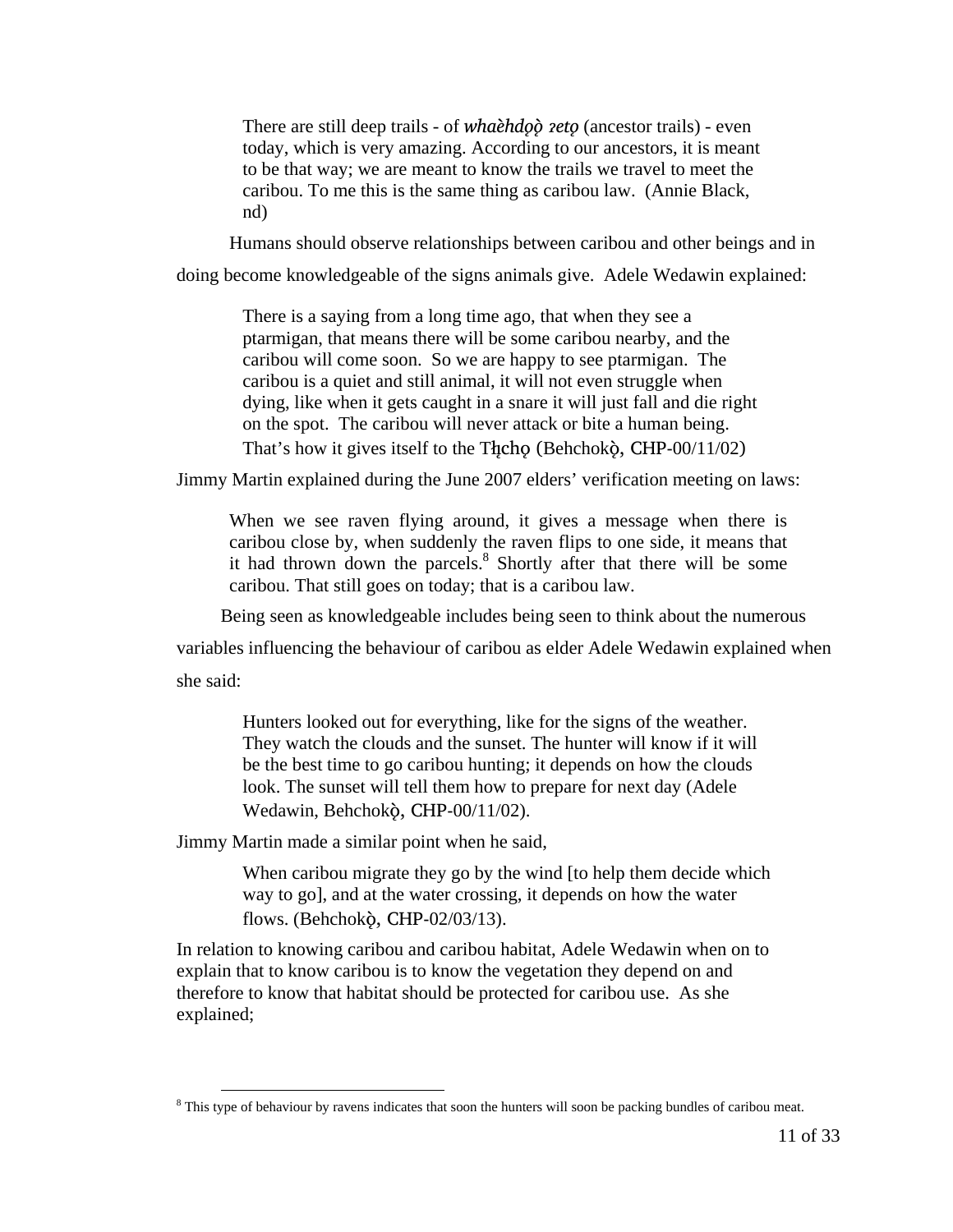> There are still deep trails - of *whaèhdọ̀ǫ̀ ʔetǫ* (ancestor trails) - even today, which is very amazing. According to our ancestors, it is meant to be that way; we are meant to know the trails we travel to meet the caribou. To me this is the same thing as caribou law. (Annie Black, nd)

Humans should observe relationships between caribou and other beings and in doing become knowledgeable of the signs animals give. Adele Wedawin explained:

> There is a saying from a long time ago, that when they see a ptarmigan, that means there will be some caribou nearby, and the caribou will come soon. So we are happy to see ptarmigan. The caribou is a quiet and still animal, it will not even struggle when dying, like when it gets caught in a snare it will just fall and die right on the spot. The caribou will never attack or bite a human being. That's how it gives itself to the Tłı̨chǫ (Behchokǫ̀, CHP-00/11/02)

Jimmy Martin explained during the June 2007 elders' verification meeting on laws:

> When we see raven flying around, it gives a message when there is caribou close by, when suddenly the raven flips to one side, it means that it had thrown down the parcels.[8] Shortly after that there will be some caribou. That still goes on today; that is a caribou law.

Being seen as knowledgeable includes being seen to think about the numerous variables influencing the behaviour of caribou as elder Adele Wedawin explained when she said:

> Hunters looked out for everything, like for the signs of the weather. They watch the clouds and the sunset. The hunter will know if it will be the best time to go caribou hunting; it depends on how the clouds look. The sunset will tell them how to prepare for next day (Adele Wedawin, Behchokǫ̀, CHP-00/11/02).

Jimmy Martin made a similar point when he said,

> When caribou migrate they go by the wind [to help them decide which way to go], and at the water crossing, it depends on how the water flows. (Behchokǫ̀, CHP-02/03/13).

In relation to knowing caribou and caribou habitat, Adele Wedawin when on to explain that to know caribou is to know the vegetation they depend on and therefore to know that habitat should be protected for caribou use. As she explained;

[8] This type of behaviour by ravens indicates that soon the hunters will soon be packing bundles of caribou meat.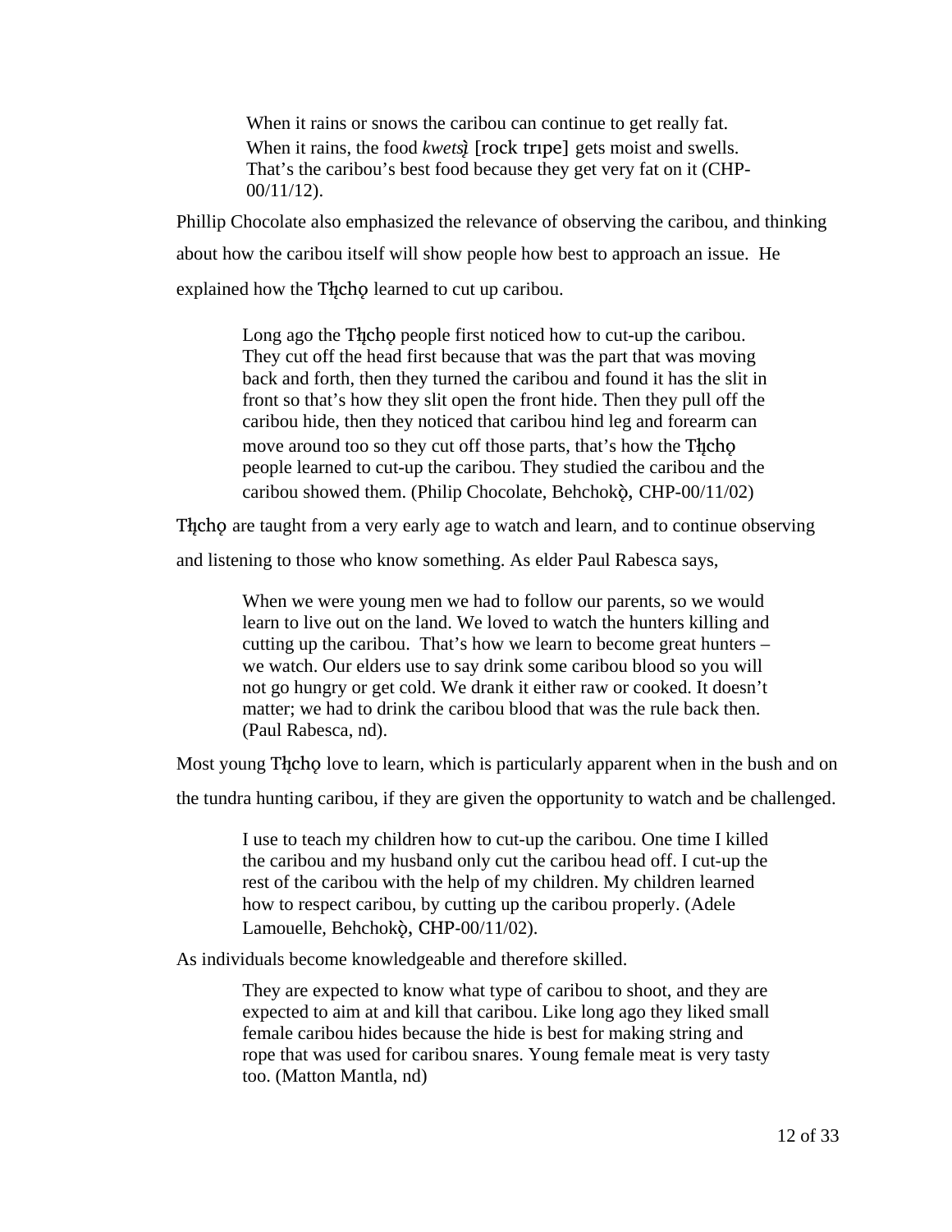> When it rains or snows the caribou can continue to get really fat. When it rains, the food *kwetsı̨̀* [rock trıpe] gets moist and swells. That's the caribou's best food because they get very fat on it (CHP-00/11/12).

Phillip Chocolate also emphasized the relevance of observing the caribou, and thinking about how the caribou itself will show people how best to approach an issue. He explained how the Tłı̨chǫ learned to cut up caribou.

> Long ago the Tłı̨chǫ people first noticed how to cut-up the caribou. They cut off the head first because that was the part that was moving back and forth, then they turned the caribou and found it has the slit in front so that's how they slit open the front hide. Then they pull off the caribou hide, then they noticed that caribou hind leg and forearm can move around too so they cut off those parts, that's how the Tłı̨chǫ people learned to cut-up the caribou. They studied the caribou and the caribou showed them. (Philip Chocolate, Behchokǫ̀, CHP-00/11/02)

Tłı̨chǫ are taught from a very early age to watch and learn, and to continue observing and listening to those who know something. As elder Paul Rabesca says,

> When we were young men we had to follow our parents, so we would learn to live out on the land. We loved to watch the hunters killing and cutting up the caribou. That's how we learn to become great hunters – we watch. Our elders use to say drink some caribou blood so you will not go hungry or get cold. We drank it either raw or cooked. It doesn't matter; we had to drink the caribou blood that was the rule back then. (Paul Rabesca, nd).

Most young Tłı̨chǫ love to learn, which is particularly apparent when in the bush and on the tundra hunting caribou, if they are given the opportunity to watch and be challenged.

> I use to teach my children how to cut-up the caribou. One time I killed the caribou and my husband only cut the caribou head off. I cut-up the rest of the caribou with the help of my children. My children learned how to respect caribou, by cutting up the caribou properly. (Adele Lamouelle, Behchokǫ̀, CHP-00/11/02).

As individuals become knowledgeable and therefore skilled.

> They are expected to know what type of caribou to shoot, and they are expected to aim at and kill that caribou. Like long ago they liked small female caribou hides because the hide is best for making string and rope that was used for caribou snares. Young female meat is very tasty too. (Matton Mantla, nd)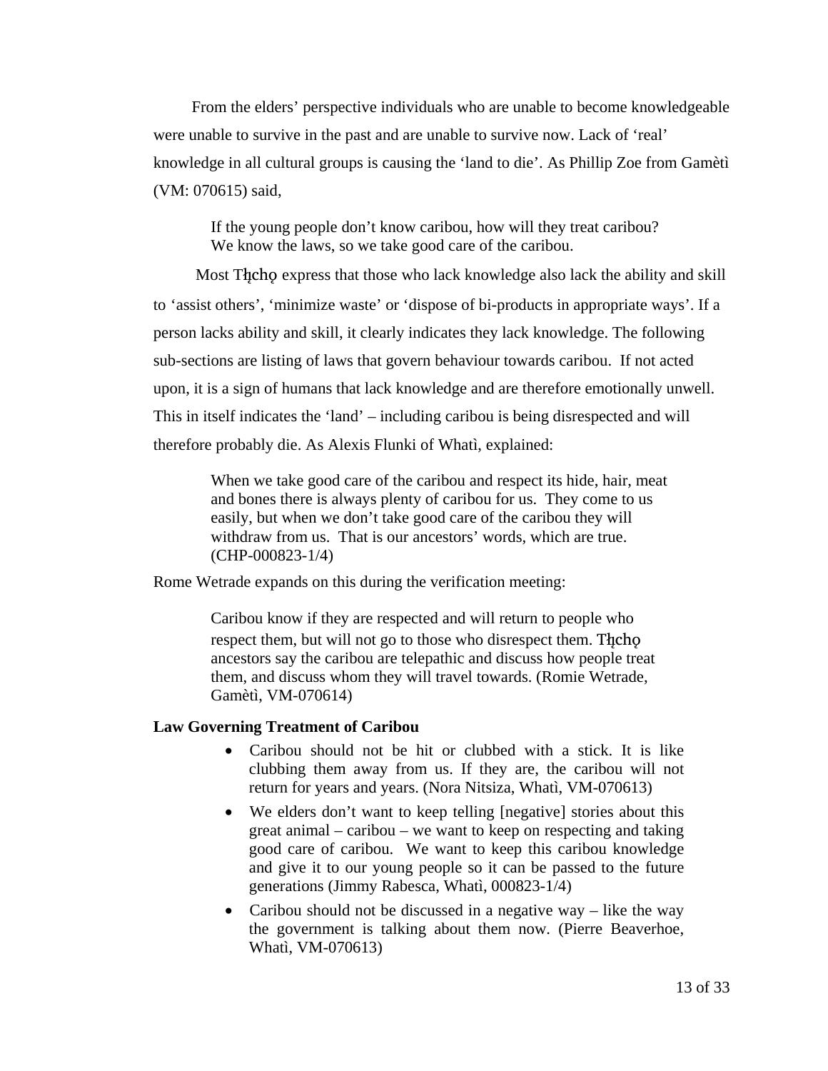From the elders' perspective individuals who are unable to become knowledgeable were unable to survive in the past and are unable to survive now. Lack of 'real' knowledge in all cultural groups is causing the 'land to die'. As Phillip Zoe from Gamètì (VM: 070615) said,

> If the young people don't know caribou, how will they treat caribou? We know the laws, so we take good care of the caribou.

Most Tłı̨chǫ express that those who lack knowledge also lack the ability and skill to 'assist others', 'minimize waste' or 'dispose of bi-products in appropriate ways'. If a person lacks ability and skill, it clearly indicates they lack knowledge. The following sub-sections are listing of laws that govern behaviour towards caribou. If not acted upon, it is a sign of humans that lack knowledge and are therefore emotionally unwell. This in itself indicates the 'land' – including caribou is being disrespected and will therefore probably die. As Alexis Flunki of Whatì, explained:

> When we take good care of the caribou and respect its hide, hair, meat and bones there is always plenty of caribou for us. They come to us easily, but when we don't take good care of the caribou they will withdraw from us. That is our ancestors' words, which are true. (CHP-000823-1/4)

Rome Wetrade expands on this during the verification meeting:

> Caribou know if they are respected and will return to people who respect them, but will not go to those who disrespect them. Tłı̨chǫ ancestors say the caribou are telepathic and discuss how people treat them, and discuss whom they will travel towards. (Romie Wetrade, Gamètì, VM-070614)

**Law Governing Treatment of Caribou**

- Caribou should not be hit or clubbed with a stick. It is like clubbing them away from us. If they are, the caribou will not return for years and years. (Nora Nitsiza, Whatì, VM-070613)
- We elders don't want to keep telling [negative] stories about this great animal – caribou – we want to keep on respecting and taking good care of caribou. We want to keep this caribou knowledge and give it to our young people so it can be passed to the future generations (Jimmy Rabesca, Whatì, 000823-1/4)
- Caribou should not be discussed in a negative way – like the way the government is talking about them now. (Pierre Beaverhoe, Whatì, VM-070613)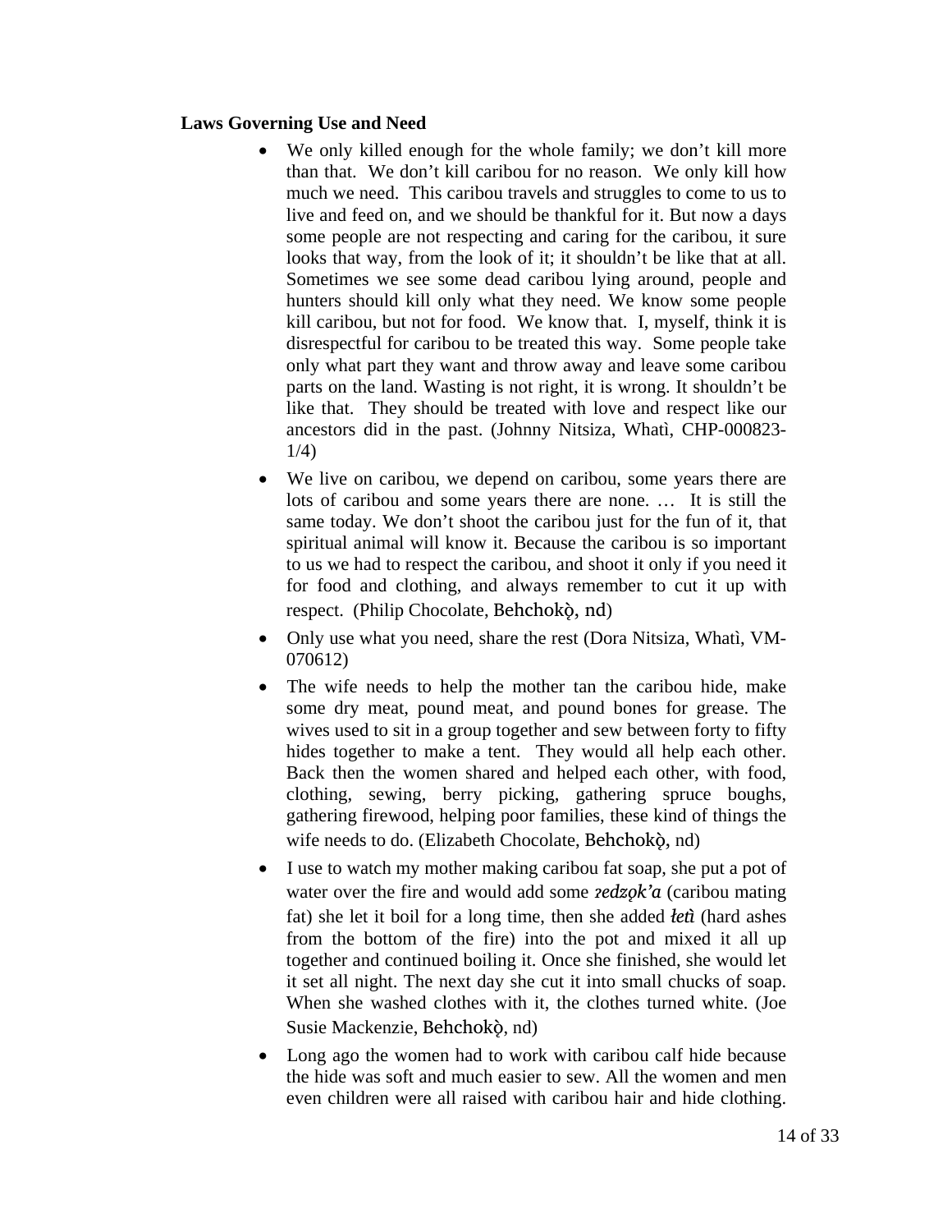**Laws Governing Use and Need**

- We only killed enough for the whole family; we don't kill more than that. We don't kill caribou for no reason. We only kill how much we need. This caribou travels and struggles to come to us to live and feed on, and we should be thankful for it. But now a days some people are not respecting and caring for the caribou, it sure looks that way, from the look of it; it shouldn't be like that at all. Sometimes we see some dead caribou lying around, people and hunters should kill only what they need. We know some people kill caribou, but not for food. We know that. I, myself, think it is disrespectful for caribou to be treated this way. Some people take only what part they want and throw away and leave some caribou parts on the land. Wasting is not right, it is wrong. It shouldn't be like that. They should be treated with love and respect like our ancestors did in the past. (Johnny Nitsiza, Whatì, CHP-000823-1/4)
- We live on caribou, we depend on caribou, some years there are lots of caribou and some years there are none. … It is still the same today. We don't shoot the caribou just for the fun of it, that spiritual animal will know it. Because the caribou is so important to us we had to respect the caribou, and shoot it only if you need it for food and clothing, and always remember to cut it up with respect. (Philip Chocolate, Behchokǫ̀, nd)
- Only use what you need, share the rest (Dora Nitsiza, Whatì, VM-070612)
- The wife needs to help the mother tan the caribou hide, make some dry meat, pound meat, and pound bones for grease. The wives used to sit in a group together and sew between forty to fifty hides together to make a tent. They would all help each other. Back then the women shared and helped each other, with food, clothing, sewing, berry picking, gathering spruce boughs, gathering firewood, helping poor families, these kind of things the wife needs to do. (Elizabeth Chocolate, Behchokǫ̀, nd)
- I use to watch my mother making caribou fat soap, she put a pot of water over the fire and would add some ***ɂedzǫk'a*** (caribou mating fat) she let it boil for a long time, then she added ***łetì*** (hard ashes from the bottom of the fire) into the pot and mixed it all up together and continued boiling it. Once she finished, she would let it set all night. The next day she cut it into small chucks of soap. When she washed clothes with it, the clothes turned white. (Joe Susie Mackenzie, Behchokǫ̀, nd)
- Long ago the women had to work with caribou calf hide because the hide was soft and much easier to sew. All the women and men even children were all raised with caribou hair and hide clothing.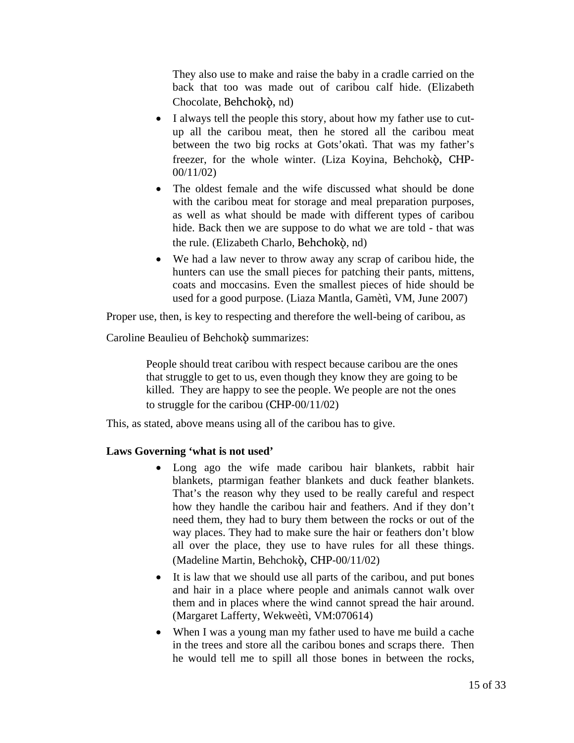They also use to make and raise the baby in a cradle carried on the back that too was made out of caribou calf hide. (Elizabeth Chocolate, Behchokǫ̀, nd)

- I always tell the people this story, about how my father use to cut-up all the caribou meat, then he stored all the caribou meat between the two big rocks at Gots'okatì. That was my father's freezer, for the whole winter. (Liza Koyina, Behchokǫ̀, CHP-00/11/02)
- The oldest female and the wife discussed what should be done with the caribou meat for storage and meal preparation purposes, as well as what should be made with different types of caribou hide. Back then we are suppose to do what we are told - that was the rule. (Elizabeth Charlo, Behchokǫ̀, nd)
- We had a law never to throw away any scrap of caribou hide, the hunters can use the small pieces for patching their pants, mittens, coats and moccasins. Even the smallest pieces of hide should be used for a good purpose. (Liaza Mantla, Gamètì, VM, June 2007)

Proper use, then, is key to respecting and therefore the well-being of caribou, as Caroline Beaulieu of Behchokǫ̀ summarizes:

> People should treat caribou with respect because caribou are the ones that struggle to get to us, even though they know they are going to be killed. They are happy to see the people. We people are not the ones to struggle for the caribou (CHP-00/11/02)

This, as stated, above means using all of the caribou has to give.

**Laws Governing 'what is not used'**

- Long ago the wife made caribou hair blankets, rabbit hair blankets, ptarmigan feather blankets and duck feather blankets. That's the reason why they used to be really careful and respect how they handle the caribou hair and feathers. And if they don't need them, they had to bury them between the rocks or out of the way places. They had to make sure the hair or feathers don't blow all over the place, they use to have rules for all these things. (Madeline Martin, Behchokǫ̀, CHP-00/11/02)
- It is law that we should use all parts of the caribou, and put bones and hair in a place where people and animals cannot walk over them and in places where the wind cannot spread the hair around. (Margaret Lafferty, Wekweètì, VM:070614)
- When I was a young man my father used to have me build a cache in the trees and store all the caribou bones and scraps there. Then he would tell me to spill all those bones in between the rocks,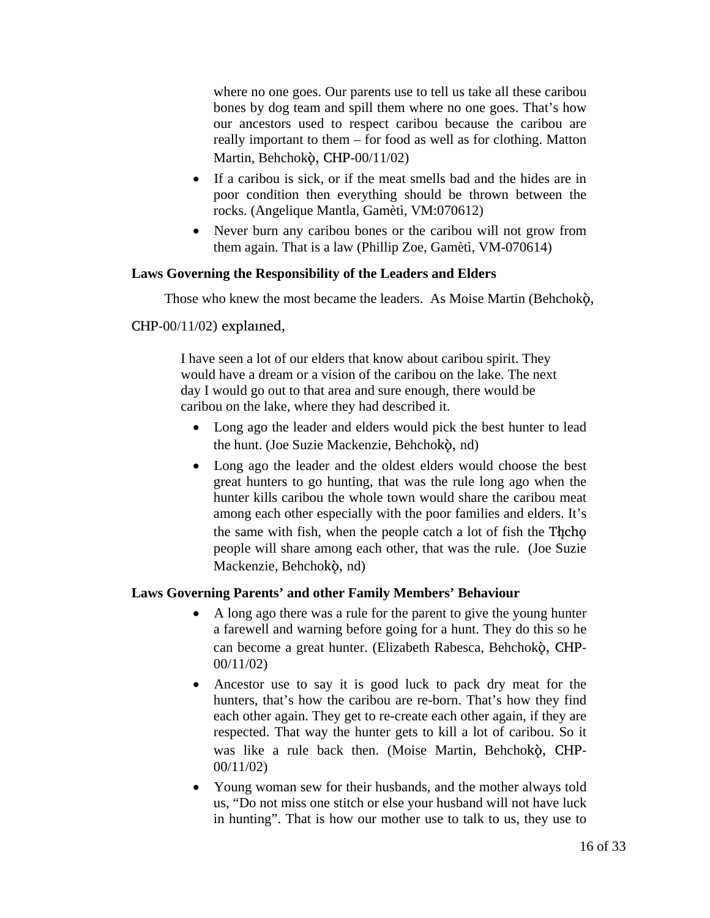where no one goes. Our parents use to tell us take all these caribou bones by dog team and spill them where no one goes. That's how our ancestors used to respect caribou because the caribou are really important to them – for food as well as for clothing. Matton Martin, Behchokǫ̀, CHP-00/11/02)

- If a caribou is sick, or if the meat smells bad and the hides are in poor condition then everything should be thrown between the rocks. (Angelique Mantla, Gamètì, VM:070612)
- Never burn any caribou bones or the caribou will not grow from them again. That is a law (Phillip Zoe, Gamètì, VM-070614)

**Laws Governing the Responsibility of the Leaders and Elders**

Those who knew the most became the leaders. As Moise Martin (Behchokǫ̀, CHP-00/11/02) explained,

> I have seen a lot of our elders that know about caribou spirit. They would have a dream or a vision of the caribou on the lake. The next day I would go out to that area and sure enough, there would be caribou on the lake, where they had described it.

- Long ago the leader and elders would pick the best hunter to lead the hunt. (Joe Suzie Mackenzie, Behchokǫ̀, nd)
- Long ago the leader and the oldest elders would choose the best great hunters to go hunting, that was the rule long ago when the hunter kills caribou the whole town would share the caribou meat among each other especially with the poor families and elders. It's the same with fish, when the people catch a lot of fish the Tłįchǫ people will share among each other, that was the rule. (Joe Suzie Mackenzie, Behchokǫ̀, nd)

**Laws Governing Parents' and other Family Members' Behaviour**

- A long ago there was a rule for the parent to give the young hunter a farewell and warning before going for a hunt. They do this so he can become a great hunter. (Elizabeth Rabesca, Behchokǫ̀, CHP-00/11/02)
- Ancestor use to say it is good luck to pack dry meat for the hunters, that's how the caribou are re-born. That's how they find each other again. They get to re-create each other again, if they are respected. That way the hunter gets to kill a lot of caribou. So it was like a rule back then. (Moise Martin, Behchokǫ̀, CHP-00/11/02)
- Young woman sew for their husbands, and the mother always told us, "Do not miss one stitch or else your husband will not have luck in hunting". That is how our mother use to talk to us, they use to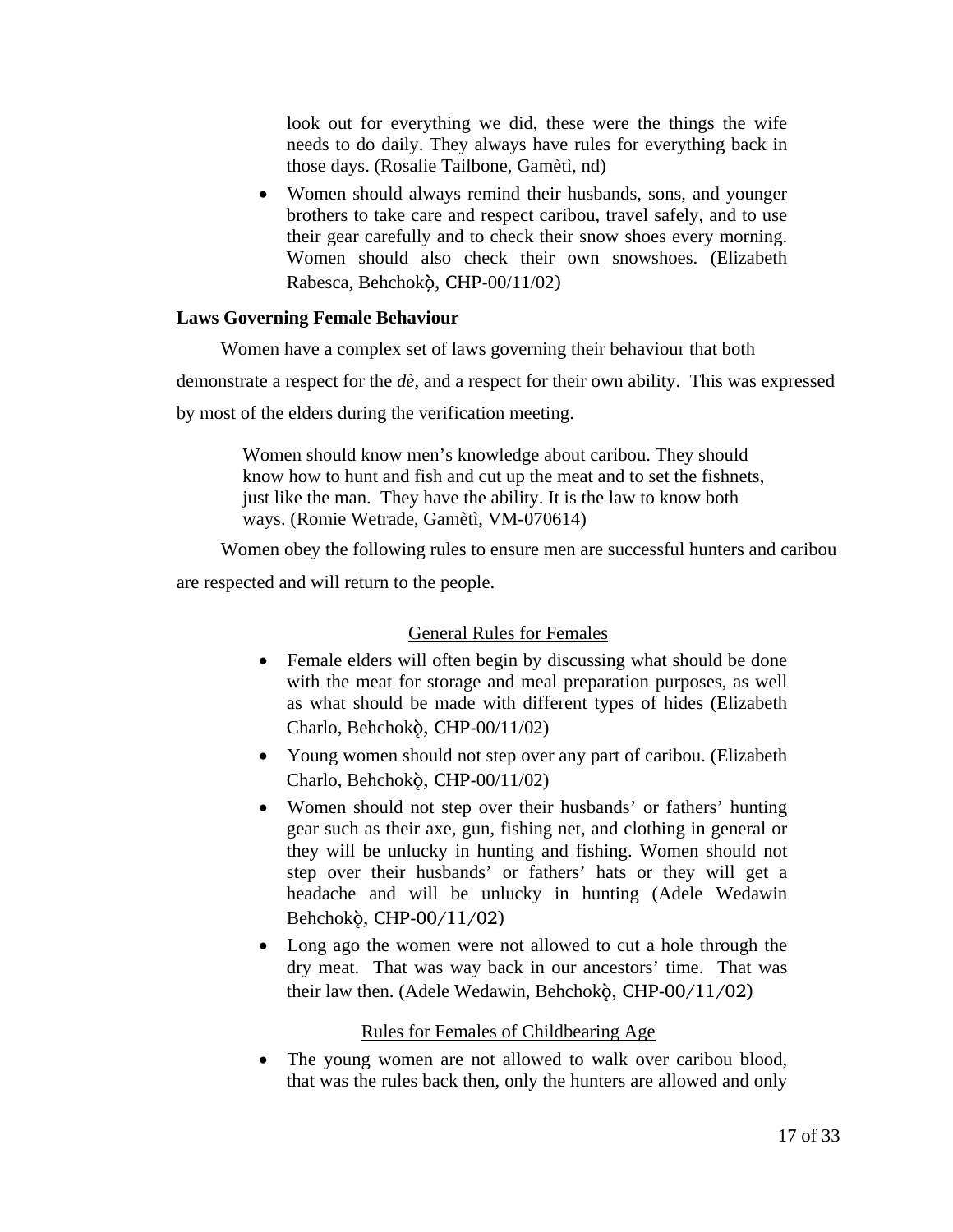look out for everything we did, these were the things the wife needs to do daily. They always have rules for everything back in those days. (Rosalie Tailbone, Gamètì, nd)

- Women should always remind their husbands, sons, and younger brothers to take care and respect caribou, travel safely, and to use their gear carefully and to check their snow shoes every morning. Women should also check their own snowshoes. (Elizabeth Rabesca, Behchokǫ̀, CHP-00/11/02)

**Laws Governing Female Behaviour**

Women have a complex set of laws governing their behaviour that both demonstrate a respect for the *dè*, and a respect for their own ability. This was expressed by most of the elders during the verification meeting.

> Women should know men's knowledge about caribou. They should know how to hunt and fish and cut up the meat and to set the fishnets, just like the man. They have the ability. It is the law to know both ways. (Romie Wetrade, Gamètì, VM-070614)

Women obey the following rules to ensure men are successful hunters and caribou are respected and will return to the people.

General Rules for Females

- Female elders will often begin by discussing what should be done with the meat for storage and meal preparation purposes, as well as what should be made with different types of hides (Elizabeth Charlo, Behchokǫ̀, CHP-00/11/02)
- Young women should not step over any part of caribou. (Elizabeth Charlo, Behchokǫ̀, CHP-00/11/02)
- Women should not step over their husbands' or fathers' hunting gear such as their axe, gun, fishing net, and clothing in general or they will be unlucky in hunting and fishing. Women should not step over their husbands' or fathers' hats or they will get a headache and will be unlucky in hunting (Adele Wedawin Behchokǫ̀, CHP-00/11/02)
- Long ago the women were not allowed to cut a hole through the dry meat. That was way back in our ancestors' time. That was their law then. (Adele Wedawin, Behchokǫ̀, CHP-00/11/02)

Rules for Females of Childbearing Age

- The young women are not allowed to walk over caribou blood, that was the rules back then, only the hunters are allowed and only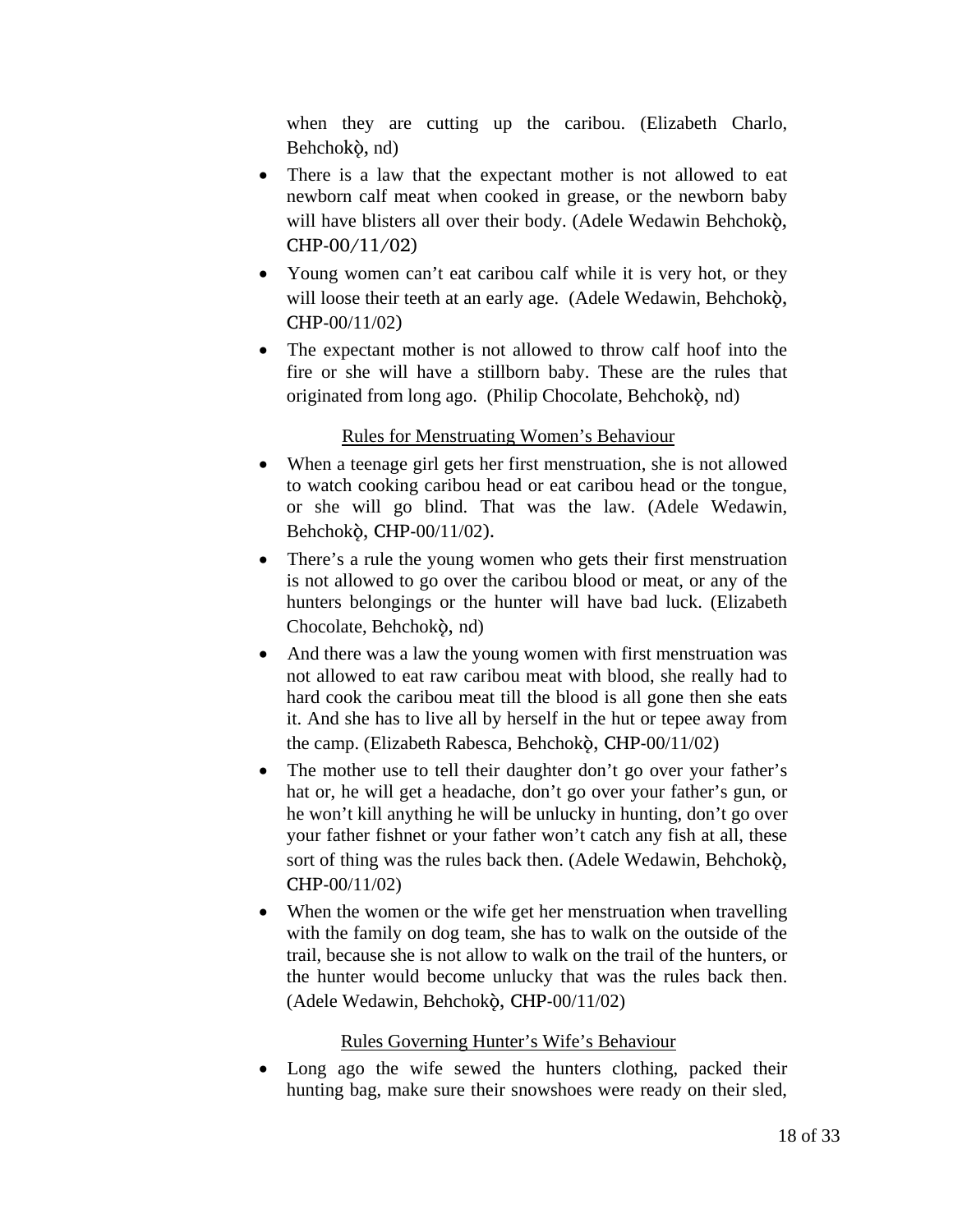when they are cutting up the caribou. (Elizabeth Charlo, Behchokǫ̀, nd)

- There is a law that the expectant mother is not allowed to eat newborn calf meat when cooked in grease, or the newborn baby will have blisters all over their body. (Adele Wedawin Behchokǫ̀, CHP-00/11/02)
- Young women can't eat caribou calf while it is very hot, or they will loose their teeth at an early age. (Adele Wedawin, Behchokǫ̀, CHP-00/11/02)
- The expectant mother is not allowed to throw calf hoof into the fire or she will have a stillborn baby. These are the rules that originated from long ago. (Philip Chocolate, Behchokǫ̀, nd)

<u>Rules for Menstruating Women's Behaviour</u>

- When a teenage girl gets her first menstruation, she is not allowed to watch cooking caribou head or eat caribou head or the tongue, or she will go blind. That was the law. (Adele Wedawin, Behchokǫ̀, CHP-00/11/02).
- There's a rule the young women who gets their first menstruation is not allowed to go over the caribou blood or meat, or any of the hunters belongings or the hunter will have bad luck. (Elizabeth Chocolate, Behchokǫ̀, nd)
- And there was a law the young women with first menstruation was not allowed to eat raw caribou meat with blood, she really had to hard cook the caribou meat till the blood is all gone then she eats it. And she has to live all by herself in the hut or tepee away from the camp. (Elizabeth Rabesca, Behchokǫ̀, CHP-00/11/02)
- The mother use to tell their daughter don't go over your father's hat or, he will get a headache, don't go over your father's gun, or he won't kill anything he will be unlucky in hunting, don't go over your father fishnet or your father won't catch any fish at all, these sort of thing was the rules back then. (Adele Wedawin, Behchokǫ̀, CHP-00/11/02)
- When the women or the wife get her menstruation when travelling with the family on dog team, she has to walk on the outside of the trail, because she is not allow to walk on the trail of the hunters, or the hunter would become unlucky that was the rules back then. (Adele Wedawin, Behchokǫ̀, CHP-00/11/02)

<u>Rules Governing Hunter's Wife's Behaviour</u>

- Long ago the wife sewed the hunters clothing, packed their hunting bag, make sure their snowshoes were ready on their sled,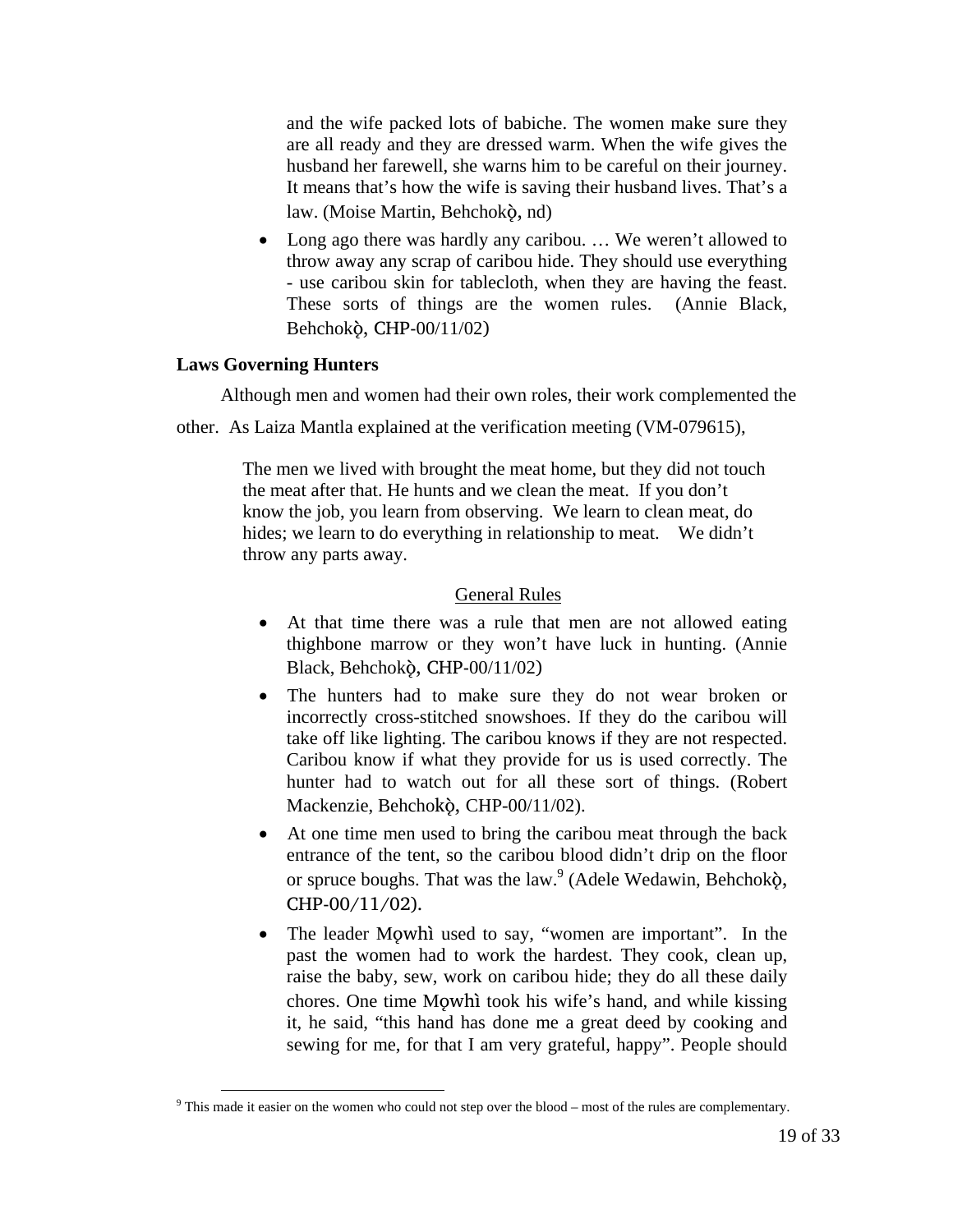and the wife packed lots of babiche. The women make sure they are all ready and they are dressed warm. When the wife gives the husband her farewell, she warns him to be careful on their journey. It means that's how the wife is saving their husband lives. That's a law. (Moise Martin, Behchokǫ̀, nd)

- Long ago there was hardly any caribou. … We weren't allowed to throw away any scrap of caribou hide. They should use everything - use caribou skin for tablecloth, when they are having the feast. These sorts of things are the women rules. (Annie Black, Behchokǫ̀, CHP-00/11/02)

**Laws Governing Hunters**

Although men and women had their own roles, their work complemented the other. As Laiza Mantla explained at the verification meeting (VM-079615),

> The men we lived with brought the meat home, but they did not touch the meat after that. He hunts and we clean the meat. If you don't know the job, you learn from observing. We learn to clean meat, do hides; we learn to do everything in relationship to meat. We didn't throw any parts away.

General Rules

- At that time there was a rule that men are not allowed eating thighbone marrow or they won't have luck in hunting. (Annie Black, Behchokǫ̀, CHP-00/11/02)
- The hunters had to make sure they do not wear broken or incorrectly cross-stitched snowshoes. If they do the caribou will take off like lighting. The caribou knows if they are not respected. Caribou know if what they provide for us is used correctly. The hunter had to watch out for all these sort of things. (Robert Mackenzie, Behchokǫ̀, CHP-00/11/02).
- At one time men used to bring the caribou meat through the back entrance of the tent, so the caribou blood didn't drip on the floor or spruce boughs. That was the law.[9] (Adele Wedawin, Behchokǫ̀, CHP-00/11/02).
- The leader Mǫwhì used to say, "women are important". In the past the women had to work the hardest. They cook, clean up, raise the baby, sew, work on caribou hide; they do all these daily chores. One time Mǫwhì took his wife's hand, and while kissing it, he said, "this hand has done me a great deed by cooking and sewing for me, for that I am very grateful, happy". People should

[9] This made it easier on the women who could not step over the blood – most of the rules are complementary.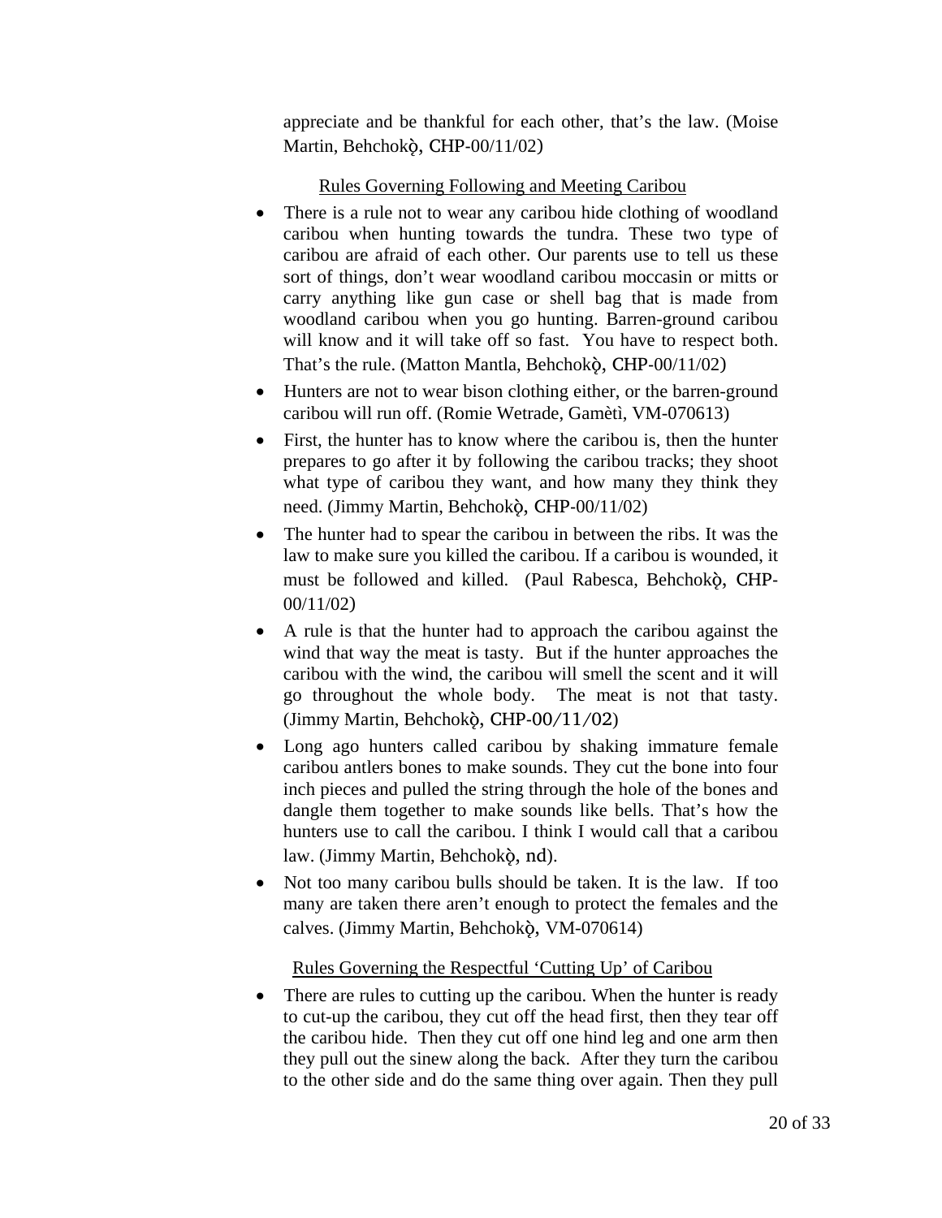appreciate and be thankful for each other, that's the law. (Moise Martin, Behchokǫ̀, CHP-00/11/02)

Rules Governing Following and Meeting Caribou

- There is a rule not to wear any caribou hide clothing of woodland caribou when hunting towards the tundra. These two type of caribou are afraid of each other. Our parents use to tell us these sort of things, don't wear woodland caribou moccasin or mitts or carry anything like gun case or shell bag that is made from woodland caribou when you go hunting. Barren-ground caribou will know and it will take off so fast. You have to respect both. That's the rule. (Matton Mantla, Behchokǫ̀, CHP-00/11/02)
- Hunters are not to wear bison clothing either, or the barren-ground caribou will run off. (Romie Wetrade, Gamètì, VM-070613)
- First, the hunter has to know where the caribou is, then the hunter prepares to go after it by following the caribou tracks; they shoot what type of caribou they want, and how many they think they need. (Jimmy Martin, Behchokǫ̀, CHP-00/11/02)
- The hunter had to spear the caribou in between the ribs. It was the law to make sure you killed the caribou. If a caribou is wounded, it must be followed and killed. (Paul Rabesca, Behchokǫ̀, CHP-00/11/02)
- A rule is that the hunter had to approach the caribou against the wind that way the meat is tasty. But if the hunter approaches the caribou with the wind, the caribou will smell the scent and it will go throughout the whole body. The meat is not that tasty. (Jimmy Martin, Behchokǫ̀, CHP-00/11/02)
- Long ago hunters called caribou by shaking immature female caribou antlers bones to make sounds. They cut the bone into four inch pieces and pulled the string through the hole of the bones and dangle them together to make sounds like bells. That's how the hunters use to call the caribou. I think I would call that a caribou law. (Jimmy Martin, Behchokǫ̀, nd).
- Not too many caribou bulls should be taken. It is the law. If too many are taken there aren't enough to protect the females and the calves. (Jimmy Martin, Behchokǫ̀, VM-070614)

Rules Governing the Respectful 'Cutting Up' of Caribou

- There are rules to cutting up the caribou. When the hunter is ready to cut-up the caribou, they cut off the head first, then they tear off the caribou hide. Then they cut off one hind leg and one arm then they pull out the sinew along the back. After they turn the caribou to the other side and do the same thing over again. Then they pull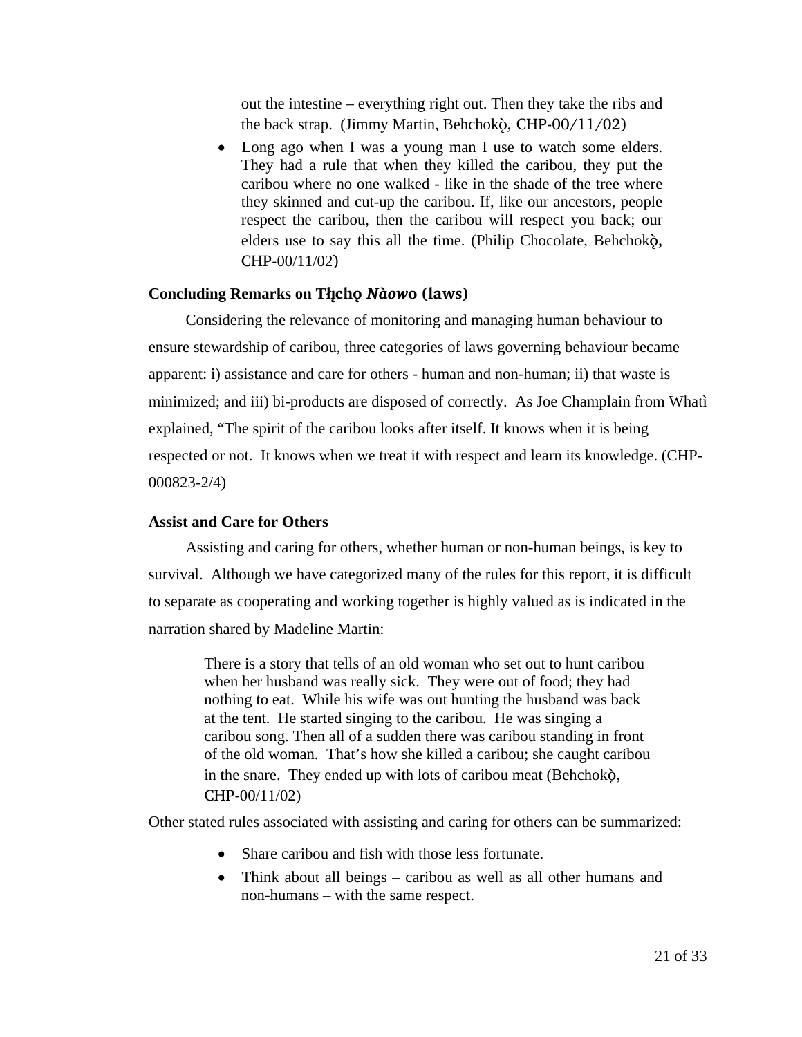out the intestine – everything right out. Then they take the ribs and the back strap. (Jimmy Martin, Behchokǫ̀, CHP-00/11/02)

- Long ago when I was a young man I use to watch some elders. They had a rule that when they killed the caribou, they put the caribou where no one walked - like in the shade of the tree where they skinned and cut-up the caribou. If, like our ancestors, people respect the caribou, then the caribou will respect you back; our elders use to say this all the time. (Philip Chocolate, Behchokǫ̀, CHP-00/11/02)

**Concluding Remarks on Tłı̨chǫ *Nàowo* (laws)**

Considering the relevance of monitoring and managing human behaviour to ensure stewardship of caribou, three categories of laws governing behaviour became apparent: i) assistance and care for others - human and non-human; ii) that waste is minimized; and iii) bi-products are disposed of correctly. As Joe Champlain from Whatì explained, "The spirit of the caribou looks after itself. It knows when it is being respected or not. It knows when we treat it with respect and learn its knowledge. (CHP-000823-2/4)

**Assist and Care for Others**

Assisting and caring for others, whether human or non-human beings, is key to survival. Although we have categorized many of the rules for this report, it is difficult to separate as cooperating and working together is highly valued as is indicated in the narration shared by Madeline Martin:

> There is a story that tells of an old woman who set out to hunt caribou when her husband was really sick. They were out of food; they had nothing to eat. While his wife was out hunting the husband was back at the tent. He started singing to the caribou. He was singing a caribou song. Then all of a sudden there was caribou standing in front of the old woman. That's how she killed a caribou; she caught caribou in the snare. They ended up with lots of caribou meat (Behchokǫ̀, CHP-00/11/02)

Other stated rules associated with assisting and caring for others can be summarized:

- Share caribou and fish with those less fortunate.
- Think about all beings – caribou as well as all other humans and non-humans – with the same respect.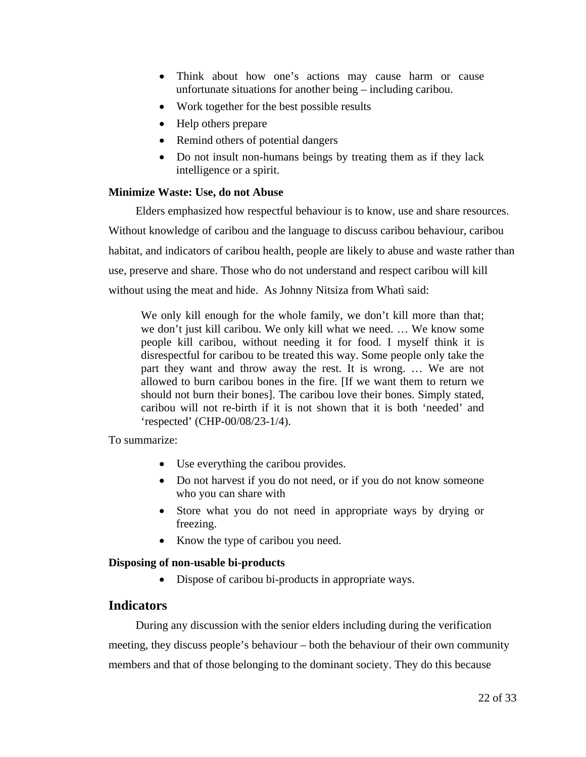- Think about how one's actions may cause harm or cause unfortunate situations for another being – including caribou.
- Work together for the best possible results
- Help others prepare
- Remind others of potential dangers
- Do not insult non-humans beings by treating them as if they lack intelligence or a spirit.

**Minimize Waste: Use, do not Abuse**

Elders emphasized how respectful behaviour is to know, use and share resources. Without knowledge of caribou and the language to discuss caribou behaviour, caribou habitat, and indicators of caribou health, people are likely to abuse and waste rather than use, preserve and share. Those who do not understand and respect caribou will kill without using the meat and hide. As Johnny Nitsiza from Whatì said:

> We only kill enough for the whole family, we don't kill more than that; we don't just kill caribou. We only kill what we need. … We know some people kill caribou, without needing it for food. I myself think it is disrespectful for caribou to be treated this way. Some people only take the part they want and throw away the rest. It is wrong. … We are not allowed to burn caribou bones in the fire. [If we want them to return we should not burn their bones]. The caribou love their bones. Simply stated, caribou will not re-birth if it is not shown that it is both 'needed' and 'respected' (CHP-00/08/23-1/4).

To summarize:

- Use everything the caribou provides.
- Do not harvest if you do not need, or if you do not know someone who you can share with
- Store what you do not need in appropriate ways by drying or freezing.
- Know the type of caribou you need.

**Disposing of non-usable bi-products**

- Dispose of caribou bi-products in appropriate ways.

## Indicators

During any discussion with the senior elders including during the verification meeting, they discuss people's behaviour – both the behaviour of their own community members and that of those belonging to the dominant society. They do this because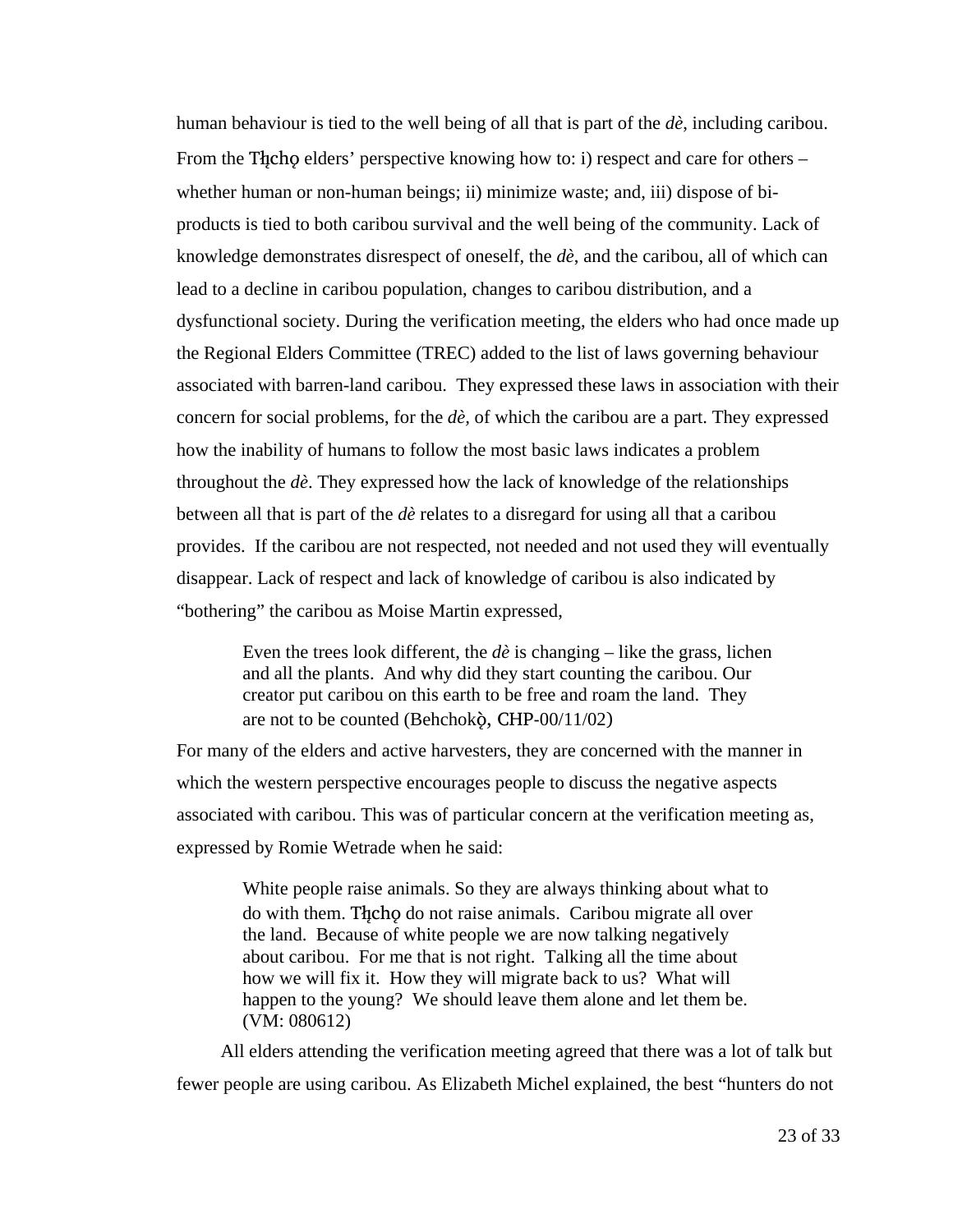human behaviour is tied to the well being of all that is part of the *dè*, including caribou. From the Tłįchǫ elders' perspective knowing how to: i) respect and care for others – whether human or non-human beings; ii) minimize waste; and, iii) dispose of bi-products is tied to both caribou survival and the well being of the community. Lack of knowledge demonstrates disrespect of oneself, the *dè*, and the caribou, all of which can lead to a decline in caribou population, changes to caribou distribution, and a dysfunctional society. During the verification meeting, the elders who had once made up the Regional Elders Committee (TREC) added to the list of laws governing behaviour associated with barren-land caribou. They expressed these laws in association with their concern for social problems, for the *dè*, of which the caribou are a part. They expressed how the inability of humans to follow the most basic laws indicates a problem throughout the *dè*. They expressed how the lack of knowledge of the relationships between all that is part of the *dè* relates to a disregard for using all that a caribou provides. If the caribou are not respected, not needed and not used they will eventually disappear. Lack of respect and lack of knowledge of caribou is also indicated by "bothering" the caribou as Moise Martin expressed,

> Even the trees look different, the *dè* is changing – like the grass, lichen and all the plants. And why did they start counting the caribou. Our creator put caribou on this earth to be free and roam the land. They are not to be counted (Behchokǫ̀, CHP-00/11/02)

For many of the elders and active harvesters, they are concerned with the manner in which the western perspective encourages people to discuss the negative aspects associated with caribou. This was of particular concern at the verification meeting as, expressed by Romie Wetrade when he said:

> White people raise animals. So they are always thinking about what to do with them. Tłįchǫ do not raise animals. Caribou migrate all over the land. Because of white people we are now talking negatively about caribou. For me that is not right. Talking all the time about how we will fix it. How they will migrate back to us? What will happen to the young? We should leave them alone and let them be. (VM: 080612)

All elders attending the verification meeting agreed that there was a lot of talk but fewer people are using caribou. As Elizabeth Michel explained, the best "hunters do not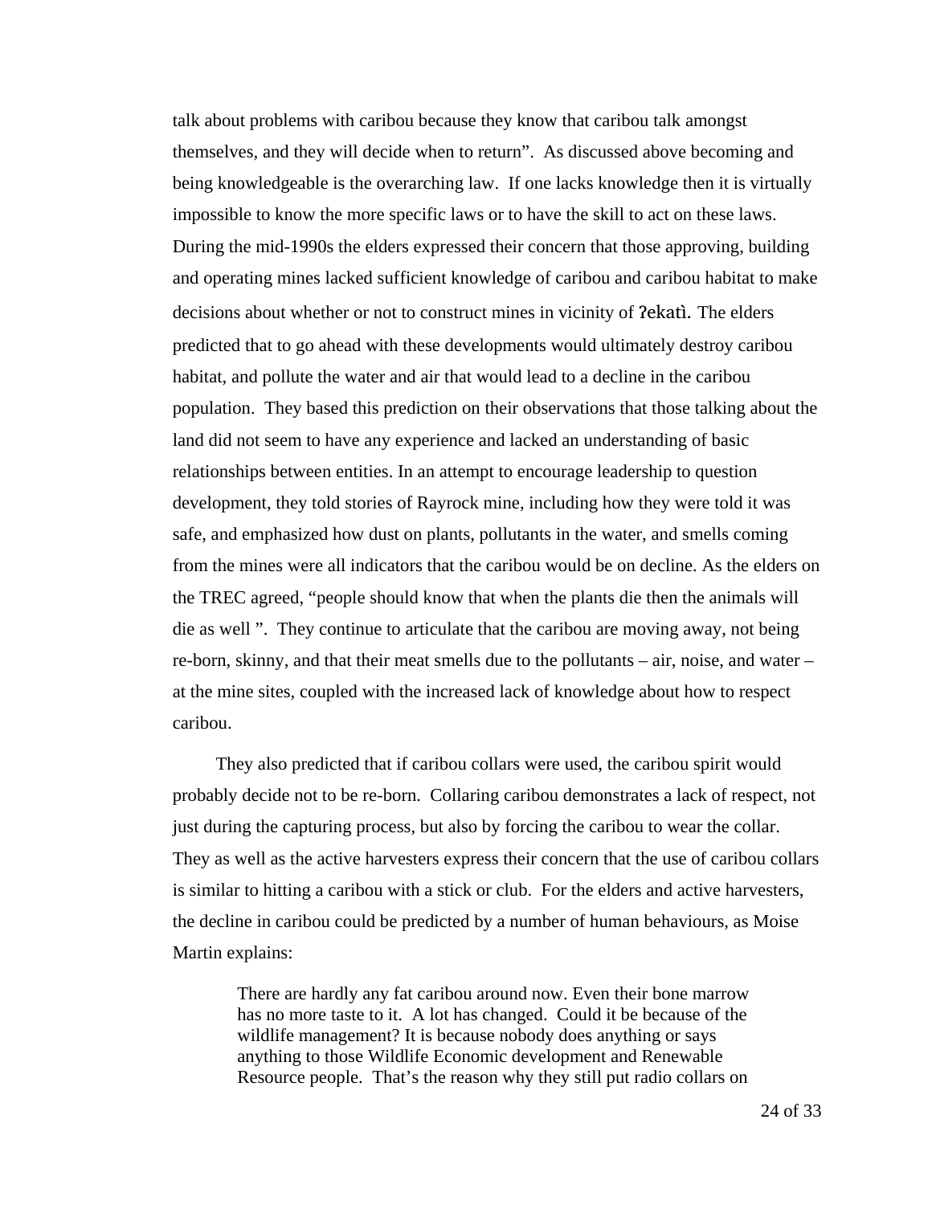talk about problems with caribou because they know that caribou talk amongst themselves, and they will decide when to return". As discussed above becoming and being knowledgeable is the overarching law. If one lacks knowledge then it is virtually impossible to know the more specific laws or to have the skill to act on these laws. During the mid-1990s the elders expressed their concern that those approving, building and operating mines lacked sufficient knowledge of caribou and caribou habitat to make decisions about whether or not to construct mines in vicinity of ʔekatì. The elders predicted that to go ahead with these developments would ultimately destroy caribou habitat, and pollute the water and air that would lead to a decline in the caribou population. They based this prediction on their observations that those talking about the land did not seem to have any experience and lacked an understanding of basic relationships between entities. In an attempt to encourage leadership to question development, they told stories of Rayrock mine, including how they were told it was safe, and emphasized how dust on plants, pollutants in the water, and smells coming from the mines were all indicators that the caribou would be on decline. As the elders on the TREC agreed, "people should know that when the plants die then the animals will die as well ". They continue to articulate that the caribou are moving away, not being re-born, skinny, and that their meat smells due to the pollutants – air, noise, and water – at the mine sites, coupled with the increased lack of knowledge about how to respect caribou.

They also predicted that if caribou collars were used, the caribou spirit would probably decide not to be re-born. Collaring caribou demonstrates a lack of respect, not just during the capturing process, but also by forcing the caribou to wear the collar. They as well as the active harvesters express their concern that the use of caribou collars is similar to hitting a caribou with a stick or club. For the elders and active harvesters, the decline in caribou could be predicted by a number of human behaviours, as Moise Martin explains:

> There are hardly any fat caribou around now. Even their bone marrow has no more taste to it. A lot has changed. Could it be because of the wildlife management? It is because nobody does anything or says anything to those Wildlife Economic development and Renewable Resource people. That's the reason why they still put radio collars on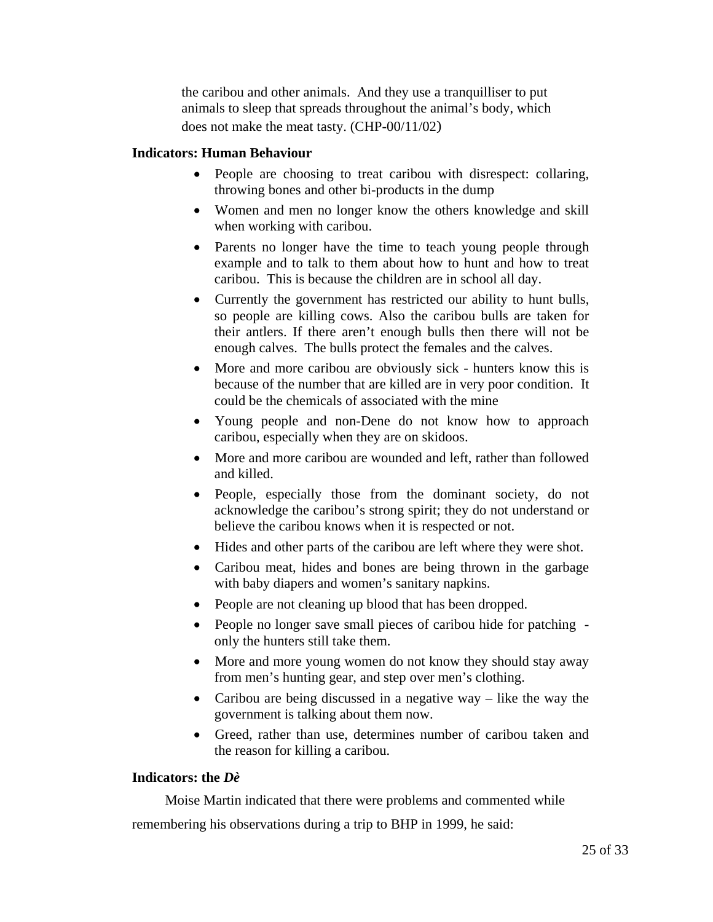the caribou and other animals. And they use a tranquilliser to put animals to sleep that spreads throughout the animal's body, which does not make the meat tasty. (CHP-00/11/02)

**Indicators: Human Behaviour**

- People are choosing to treat caribou with disrespect: collaring, throwing bones and other bi-products in the dump
- Women and men no longer know the others knowledge and skill when working with caribou.
- Parents no longer have the time to teach young people through example and to talk to them about how to hunt and how to treat caribou. This is because the children are in school all day.
- Currently the government has restricted our ability to hunt bulls, so people are killing cows. Also the caribou bulls are taken for their antlers. If there aren't enough bulls then there will not be enough calves. The bulls protect the females and the calves.
- More and more caribou are obviously sick - hunters know this is because of the number that are killed are in very poor condition. It could be the chemicals of associated with the mine
- Young people and non-Dene do not know how to approach caribou, especially when they are on skidoos.
- More and more caribou are wounded and left, rather than followed and killed.
- People, especially those from the dominant society, do not acknowledge the caribou's strong spirit; they do not understand or believe the caribou knows when it is respected or not.
- Hides and other parts of the caribou are left where they were shot.
- Caribou meat, hides and bones are being thrown in the garbage with baby diapers and women's sanitary napkins.
- People are not cleaning up blood that has been dropped.
- People no longer save small pieces of caribou hide for patching - only the hunters still take them.
- More and more young women do not know they should stay away from men's hunting gear, and step over men's clothing.
- Caribou are being discussed in a negative way – like the way the government is talking about them now.
- Greed, rather than use, determines number of caribou taken and the reason for killing a caribou.

**Indicators: the *Dè***

Moise Martin indicated that there were problems and commented while remembering his observations during a trip to BHP in 1999, he said: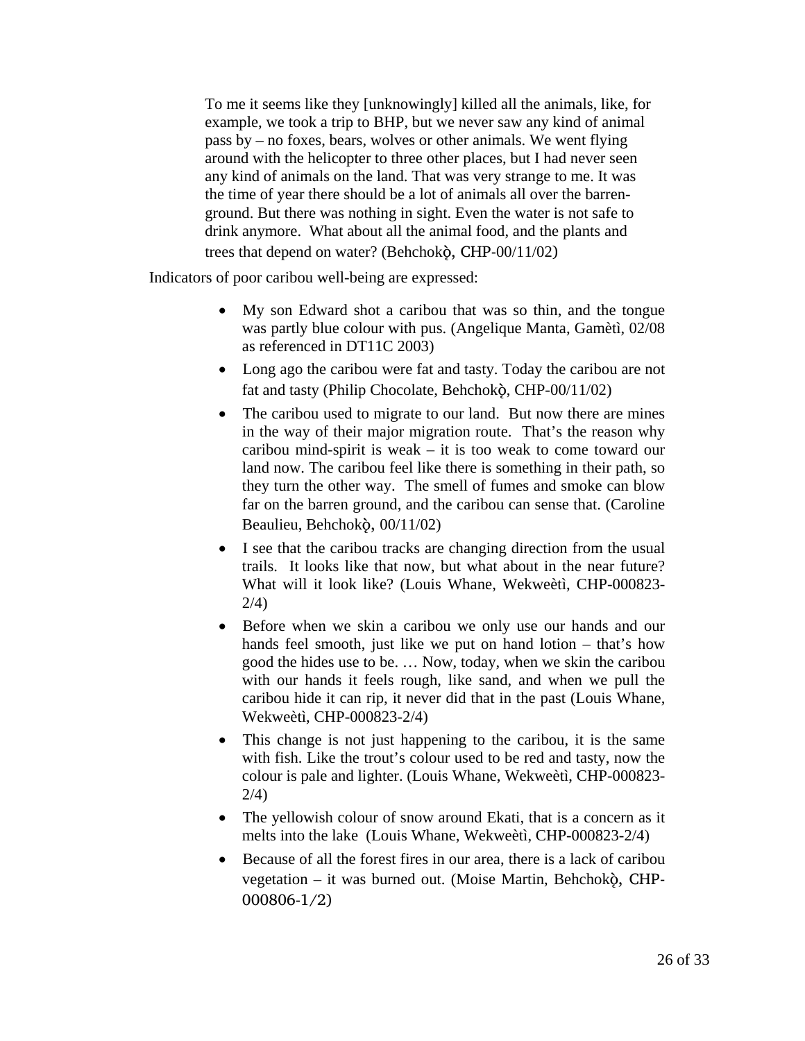> To me it seems like they [unknowingly] killed all the animals, like, for example, we took a trip to BHP, but we never saw any kind of animal pass by – no foxes, bears, wolves or other animals. We went flying around with the helicopter to three other places, but I had never seen any kind of animals on the land. That was very strange to me. It was the time of year there should be a lot of animals all over the barren-ground. But there was nothing in sight. Even the water is not safe to drink anymore. What about all the animal food, and the plants and trees that depend on water? (Behchokǫ̀, CHP-00/11/02)

Indicators of poor caribou well-being are expressed:

- My son Edward shot a caribou that was so thin, and the tongue was partly blue colour with pus. (Angelique Manta, Gamètì, 02/08 as referenced in DT11C 2003)
- Long ago the caribou were fat and tasty. Today the caribou are not fat and tasty (Philip Chocolate, Behchokǫ̀, CHP-00/11/02)
- The caribou used to migrate to our land. But now there are mines in the way of their major migration route. That's the reason why caribou mind-spirit is weak – it is too weak to come toward our land now. The caribou feel like there is something in their path, so they turn the other way. The smell of fumes and smoke can blow far on the barren ground, and the caribou can sense that. (Caroline Beaulieu, Behchokǫ̀, 00/11/02)
- I see that the caribou tracks are changing direction from the usual trails. It looks like that now, but what about in the near future? What will it look like? (Louis Whane, Wekweètì, CHP-000823-2/4)
- Before when we skin a caribou we only use our hands and our hands feel smooth, just like we put on hand lotion – that's how good the hides use to be. … Now, today, when we skin the caribou with our hands it feels rough, like sand, and when we pull the caribou hide it can rip, it never did that in the past (Louis Whane, Wekweètì, CHP-000823-2/4)
- This change is not just happening to the caribou, it is the same with fish. Like the trout's colour used to be red and tasty, now the colour is pale and lighter. (Louis Whane, Wekweètì, CHP-000823-2/4)
- The yellowish colour of snow around Ekati, that is a concern as it melts into the lake (Louis Whane, Wekweètì, CHP-000823-2/4)
- Because of all the forest fires in our area, there is a lack of caribou vegetation – it was burned out. (Moise Martin, Behchokǫ̀, CHP-000806-1/2)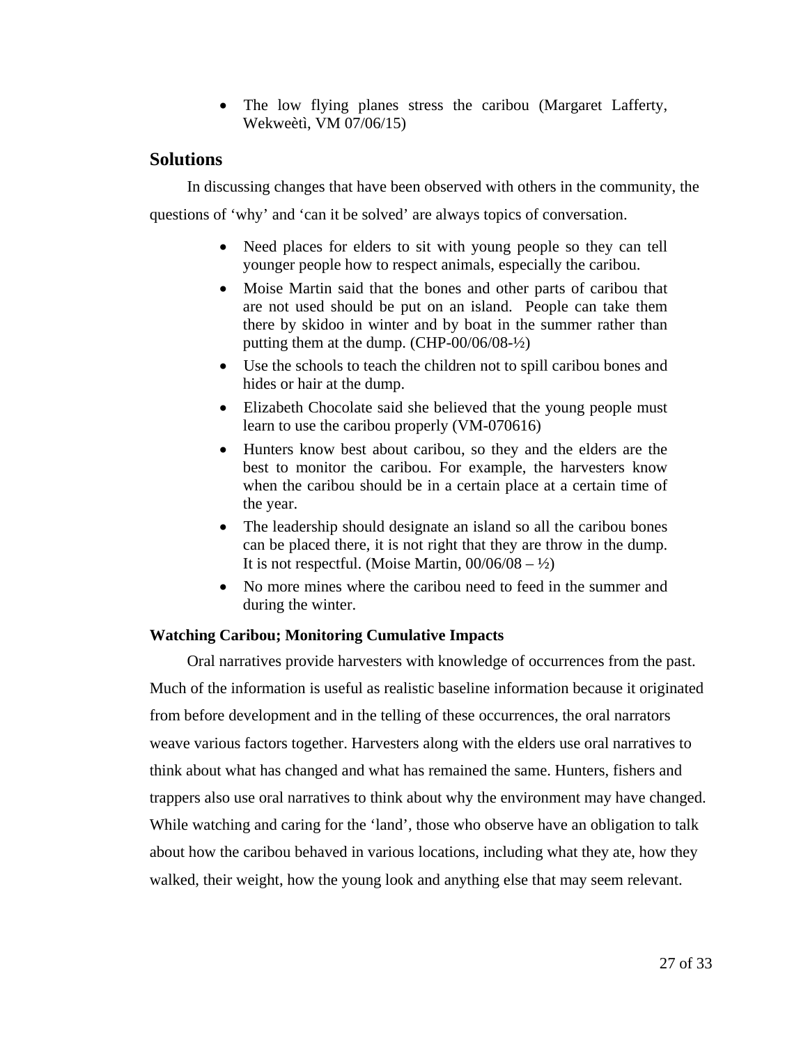- The low flying planes stress the caribou (Margaret Lafferty, Wekweètì, VM 07/06/15)

## Solutions

In discussing changes that have been observed with others in the community, the questions of 'why' and 'can it be solved' are always topics of conversation.

- Need places for elders to sit with young people so they can tell younger people how to respect animals, especially the caribou.
- Moise Martin said that the bones and other parts of caribou that are not used should be put on an island. People can take them there by skidoo in winter and by boat in the summer rather than putting them at the dump. (CHP-00/06/08-½)
- Use the schools to teach the children not to spill caribou bones and hides or hair at the dump.
- Elizabeth Chocolate said she believed that the young people must learn to use the caribou properly (VM-070616)
- Hunters know best about caribou, so they and the elders are the best to monitor the caribou. For example, the harvesters know when the caribou should be in a certain place at a certain time of the year.
- The leadership should designate an island so all the caribou bones can be placed there, it is not right that they are throw in the dump. It is not respectful. (Moise Martin, 00/06/08 – ½)
- No more mines where the caribou need to feed in the summer and during the winter.

### Watching Caribou; Monitoring Cumulative Impacts

Oral narratives provide harvesters with knowledge of occurrences from the past. Much of the information is useful as realistic baseline information because it originated from before development and in the telling of these occurrences, the oral narrators weave various factors together. Harvesters along with the elders use oral narratives to think about what has changed and what has remained the same. Hunters, fishers and trappers also use oral narratives to think about why the environment may have changed. While watching and caring for the 'land', those who observe have an obligation to talk about how the caribou behaved in various locations, including what they ate, how they walked, their weight, how the young look and anything else that may seem relevant.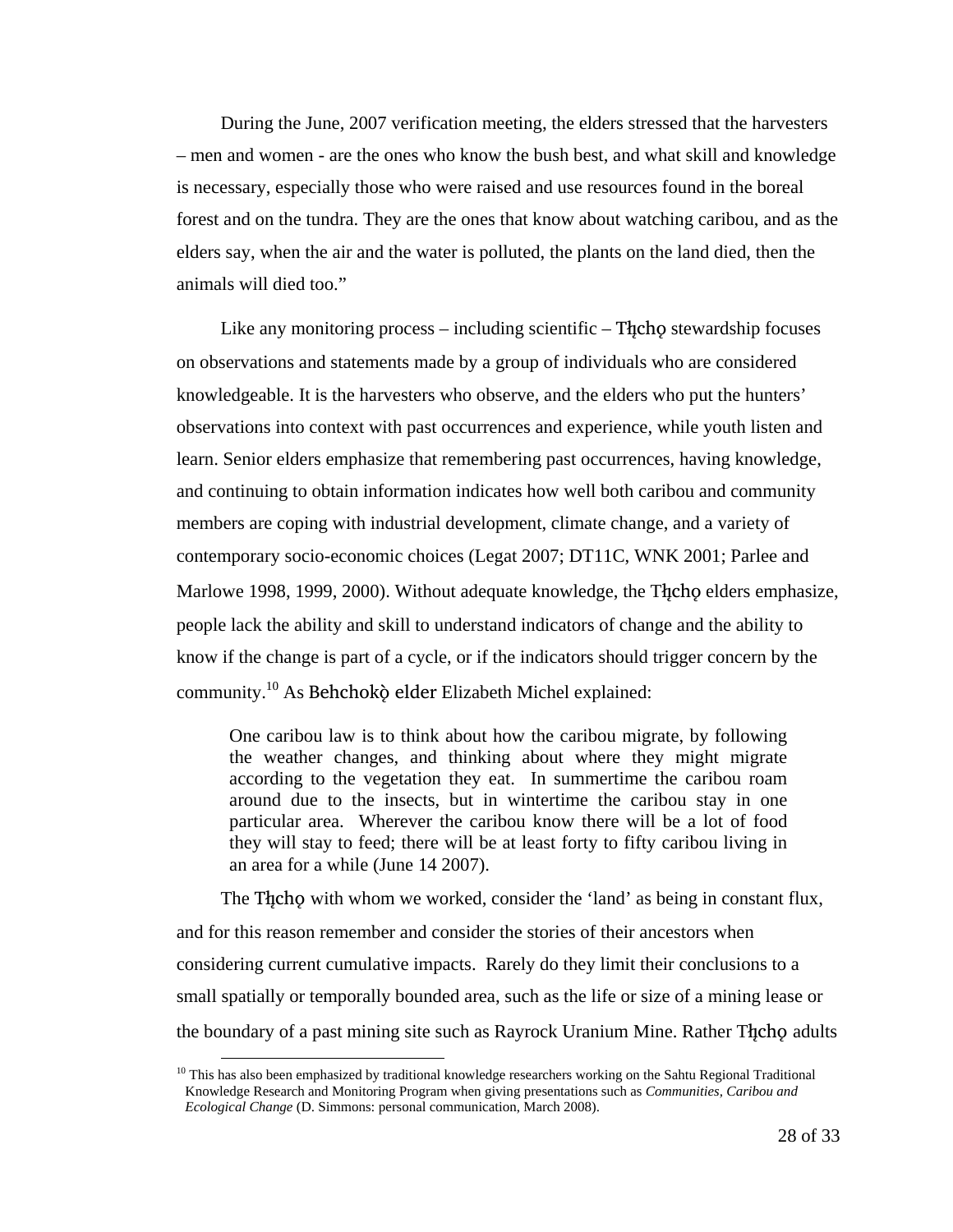During the June, 2007 verification meeting, the elders stressed that the harvesters – men and women - are the ones who know the bush best, and what skill and knowledge is necessary, especially those who were raised and use resources found in the boreal forest and on the tundra. They are the ones that know about watching caribou, and as the elders say, when the air and the water is polluted, the plants on the land died, then the animals will died too."

Like any monitoring process – including scientific – Tłįchǫ stewardship focuses on observations and statements made by a group of individuals who are considered knowledgeable. It is the harvesters who observe, and the elders who put the hunters' observations into context with past occurrences and experience, while youth listen and learn. Senior elders emphasize that remembering past occurrences, having knowledge, and continuing to obtain information indicates how well both caribou and community members are coping with industrial development, climate change, and a variety of contemporary socio-economic choices (Legat 2007; DT11C, WNK 2001; Parlee and Marlowe 1998, 1999, 2000). Without adequate knowledge, the Tłįchǫ elders emphasize, people lack the ability and skill to understand indicators of change and the ability to know if the change is part of a cycle, or if the indicators should trigger concern by the community.[10] As Behchokǫ̀ elder Elizabeth Michel explained:

> One caribou law is to think about how the caribou migrate, by following the weather changes, and thinking about where they might migrate according to the vegetation they eat. In summertime the caribou roam around due to the insects, but in wintertime the caribou stay in one particular area. Wherever the caribou know there will be a lot of food they will stay to feed; there will be at least forty to fifty caribou living in an area for a while (June 14 2007).

The Tłįchǫ with whom we worked, consider the 'land' as being in constant flux, and for this reason remember and consider the stories of their ancestors when considering current cumulative impacts. Rarely do they limit their conclusions to a small spatially or temporally bounded area, such as the life or size of a mining lease or the boundary of a past mining site such as Rayrock Uranium Mine. Rather Tłįchǫ adults

[10] This has also been emphasized by traditional knowledge researchers working on the Sahtu Regional Traditional Knowledge Research and Monitoring Program when giving presentations such as *Communities, Caribou and Ecological Change* (D. Simmons: personal communication, March 2008).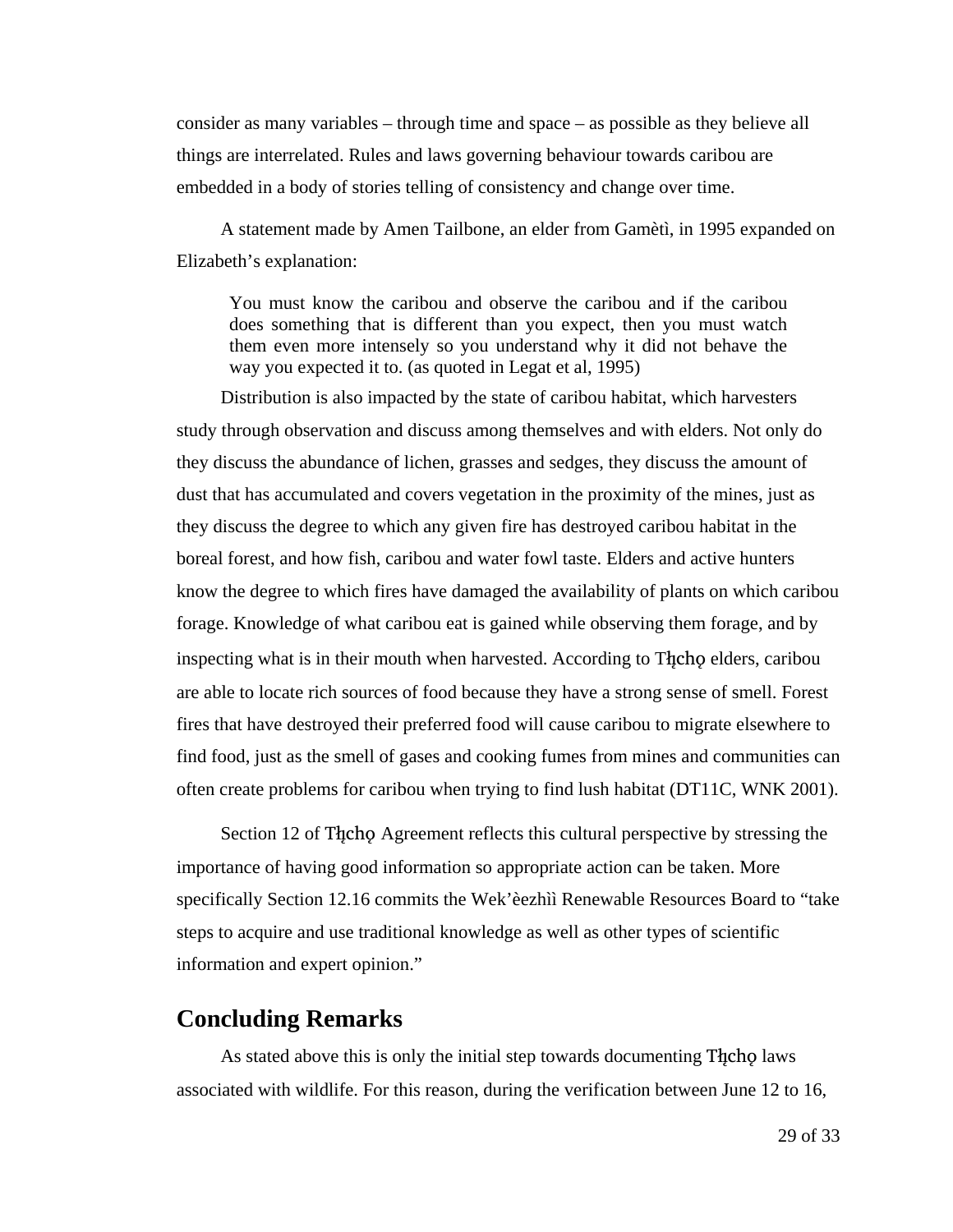consider as many variables – through time and space – as possible as they believe all things are interrelated. Rules and laws governing behaviour towards caribou are embedded in a body of stories telling of consistency and change over time.

A statement made by Amen Tailbone, an elder from Gamètì, in 1995 expanded on Elizabeth's explanation:

> You must know the caribou and observe the caribou and if the caribou does something that is different than you expect, then you must watch them even more intensely so you understand why it did not behave the way you expected it to. (as quoted in Legat et al, 1995)

Distribution is also impacted by the state of caribou habitat, which harvesters study through observation and discuss among themselves and with elders. Not only do they discuss the abundance of lichen, grasses and sedges, they discuss the amount of dust that has accumulated and covers vegetation in the proximity of the mines, just as they discuss the degree to which any given fire has destroyed caribou habitat in the boreal forest, and how fish, caribou and water fowl taste. Elders and active hunters know the degree to which fires have damaged the availability of plants on which caribou forage. Knowledge of what caribou eat is gained while observing them forage, and by inspecting what is in their mouth when harvested. According to Tłįchǫ elders, caribou are able to locate rich sources of food because they have a strong sense of smell. Forest fires that have destroyed their preferred food will cause caribou to migrate elsewhere to find food, just as the smell of gases and cooking fumes from mines and communities can often create problems for caribou when trying to find lush habitat (DT11C, WNK 2001).

Section 12 of Tłįchǫ Agreement reflects this cultural perspective by stressing the importance of having good information so appropriate action can be taken. More specifically Section 12.16 commits the Wek'èezhìì Renewable Resources Board to "take steps to acquire and use traditional knowledge as well as other types of scientific information and expert opinion."

## Concluding Remarks

As stated above this is only the initial step towards documenting Tłįchǫ laws associated with wildlife. For this reason, during the verification between June 12 to 16,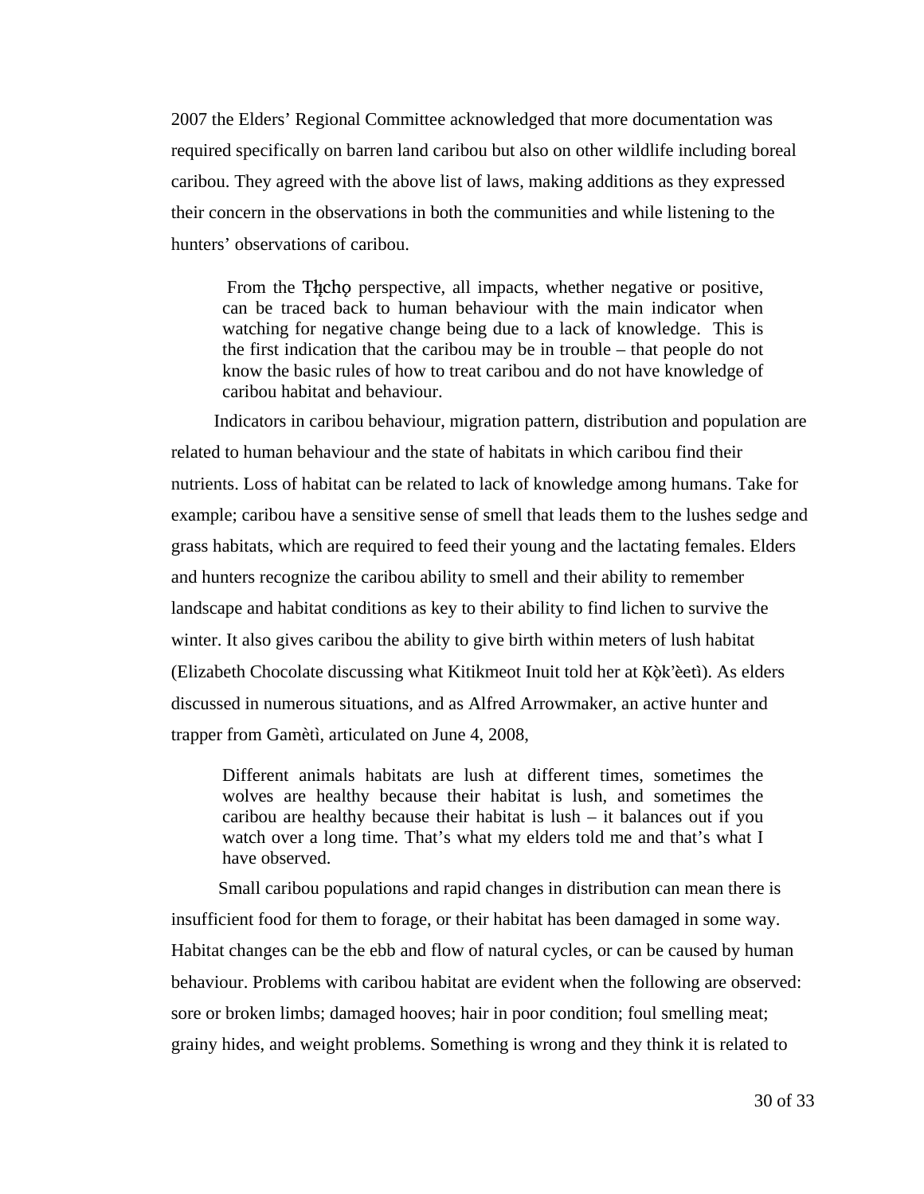2007 the Elders' Regional Committee acknowledged that more documentation was required specifically on barren land caribou but also on other wildlife including boreal caribou. They agreed with the above list of laws, making additions as they expressed their concern in the observations in both the communities and while listening to the hunters' observations of caribou.

> From the Tłı̨chǫ perspective, all impacts, whether negative or positive, can be traced back to human behaviour with the main indicator when watching for negative change being due to a lack of knowledge. This is the first indication that the caribou may be in trouble – that people do not know the basic rules of how to treat caribou and do not have knowledge of caribou habitat and behaviour.

Indicators in caribou behaviour, migration pattern, distribution and population are related to human behaviour and the state of habitats in which caribou find their nutrients. Loss of habitat can be related to lack of knowledge among humans. Take for example; caribou have a sensitive sense of smell that leads them to the lushes sedge and grass habitats, which are required to feed their young and the lactating females. Elders and hunters recognize the caribou ability to smell and their ability to remember landscape and habitat conditions as key to their ability to find lichen to survive the winter. It also gives caribou the ability to give birth within meters of lush habitat (Elizabeth Chocolate discussing what Kitikmeot Inuit told her at Kǫ̀k'èetì). As elders discussed in numerous situations, and as Alfred Arrowmaker, an active hunter and trapper from Gamètì, articulated on June 4, 2008,

> Different animals habitats are lush at different times, sometimes the wolves are healthy because their habitat is lush, and sometimes the caribou are healthy because their habitat is lush – it balances out if you watch over a long time. That's what my elders told me and that's what I have observed.

Small caribou populations and rapid changes in distribution can mean there is insufficient food for them to forage, or their habitat has been damaged in some way. Habitat changes can be the ebb and flow of natural cycles, or can be caused by human behaviour. Problems with caribou habitat are evident when the following are observed: sore or broken limbs; damaged hooves; hair in poor condition; foul smelling meat; grainy hides, and weight problems. Something is wrong and they think it is related to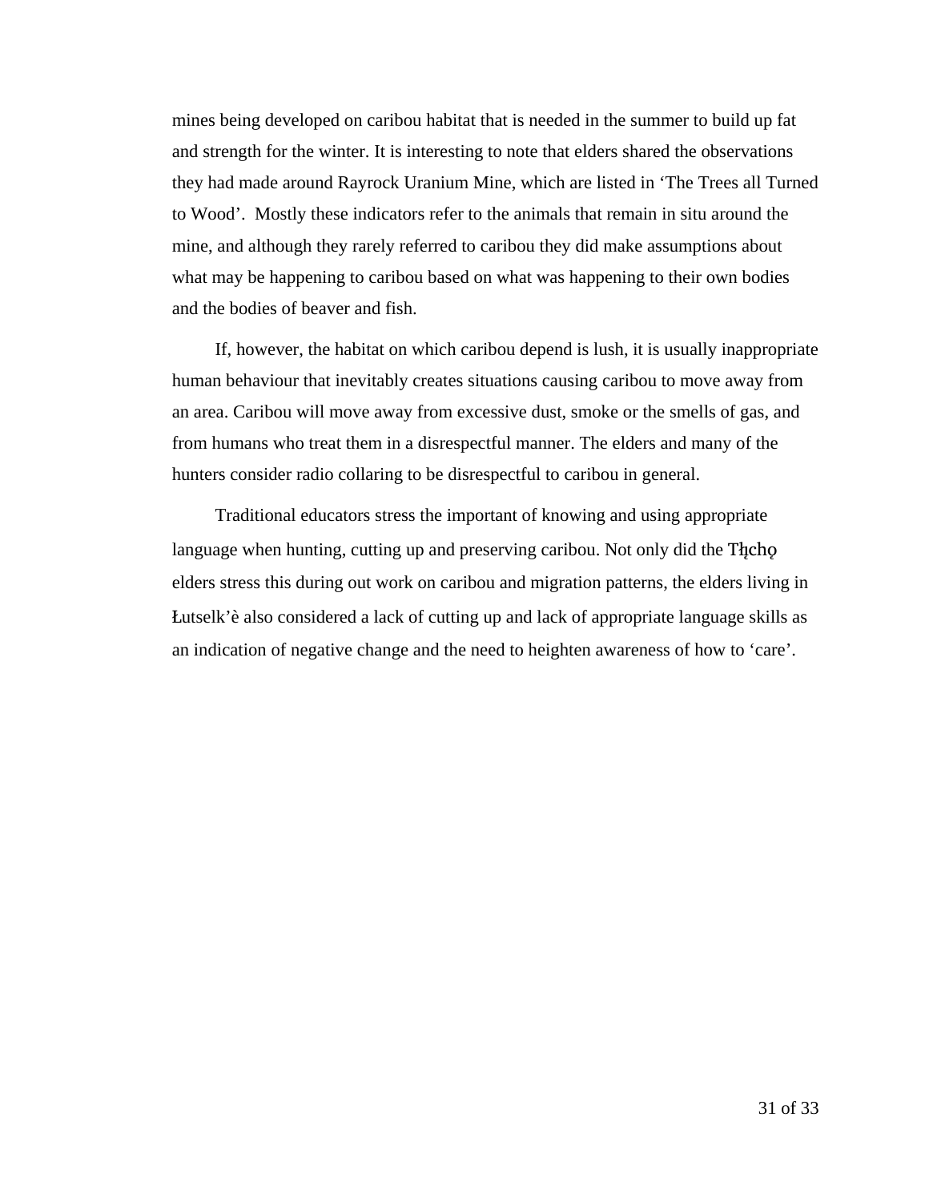mines being developed on caribou habitat that is needed in the summer to build up fat and strength for the winter. It is interesting to note that elders shared the observations they had made around Rayrock Uranium Mine, which are listed in 'The Trees all Turned to Wood'. Mostly these indicators refer to the animals that remain in situ around the mine, and although they rarely referred to caribou they did make assumptions about what may be happening to caribou based on what was happening to their own bodies and the bodies of beaver and fish.

If, however, the habitat on which caribou depend is lush, it is usually inappropriate human behaviour that inevitably creates situations causing caribou to move away from an area. Caribou will move away from excessive dust, smoke or the smells of gas, and from humans who treat them in a disrespectful manner. The elders and many of the hunters consider radio collaring to be disrespectful to caribou in general.

Traditional educators stress the important of knowing and using appropriate language when hunting, cutting up and preserving caribou. Not only did the Tłı̨chǫ elders stress this during out work on caribou and migration patterns, the elders living in Łutselk'è also considered a lack of cutting up and lack of appropriate language skills as an indication of negative change and the need to heighten awareness of how to 'care'.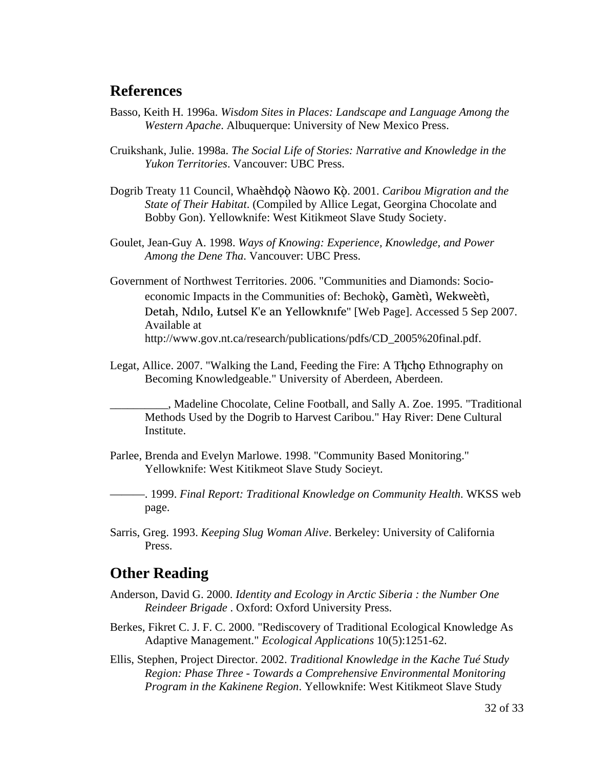## References

Basso, Keith H. 1996a. *Wisdom Sites in Places: Landscape and Language Among the Western Apache*. Albuquerque: University of New Mexico Press.

Cruikshank, Julie. 1998a. *The Social Life of Stories: Narrative and Knowledge in the Yukon Territories*. Vancouver: UBC Press.

Dogrib Treaty 11 Council, Whaèhdǫǫ̀ Nàowo Kǫ̀. 2001. *Caribou Migration and the State of Their Habitat*. (Compiled by Allice Legat, Georgina Chocolate and Bobby Gon). Yellowknife: West Kitikmeot Slave Study Society.

Goulet, Jean-Guy A. 1998. *Ways of Knowing: Experience, Knowledge, and Power Among the Dene Tha*. Vancouver: UBC Press.

Government of Northwest Territories. 2006. "Communities and Diamonds: Socio-economic Impacts in the Communities of: Behchokǫ̀, Gamètì, Wekweètì, Detah, Ndılo, Łutsel K'e an Yellowknıfe" [Web Page]. Accessed 5 Sep 2007. Available at http://www.gov.nt.ca/research/publications/pdfs/CD_2005%20final.pdf.

Legat, Allice. 2007. "Walking the Land, Feeding the Fire: A Tłįchǫ Ethnography on Becoming Knowledgeable." University of Aberdeen, Aberdeen.

__________, Madeline Chocolate, Celine Football, and Sally A. Zoe. 1995. "Traditional Methods Used by the Dogrib to Harvest Caribou." Hay River: Dene Cultural Institute.

Parlee, Brenda and Evelyn Marlowe. 1998. "Community Based Monitoring." Yellowknife: West Kitikmeot Slave Study Socieyt.

———. 1999. *Final Report: Traditional Knowledge on Community Health*. WKSS web page.

Sarris, Greg. 1993. *Keeping Slug Woman Alive*. Berkeley: University of California Press.

## Other Reading

Anderson, David G. 2000. *Identity and Ecology in Arctic Siberia : the Number One Reindeer Brigade* . Oxford: Oxford University Press.

Berkes, Fikret C. J. F. C. 2000. "Rediscovery of Traditional Ecological Knowledge As Adaptive Management." *Ecological Applications* 10(5):1251-62.

Ellis, Stephen, Project Director. 2002. *Traditional Knowledge in the Kache Tué Study Region: Phase Three - Towards a Comprehensive Environmental Monitoring Program in the Kakinene Region*. Yellowknife: West Kitikmeot Slave Study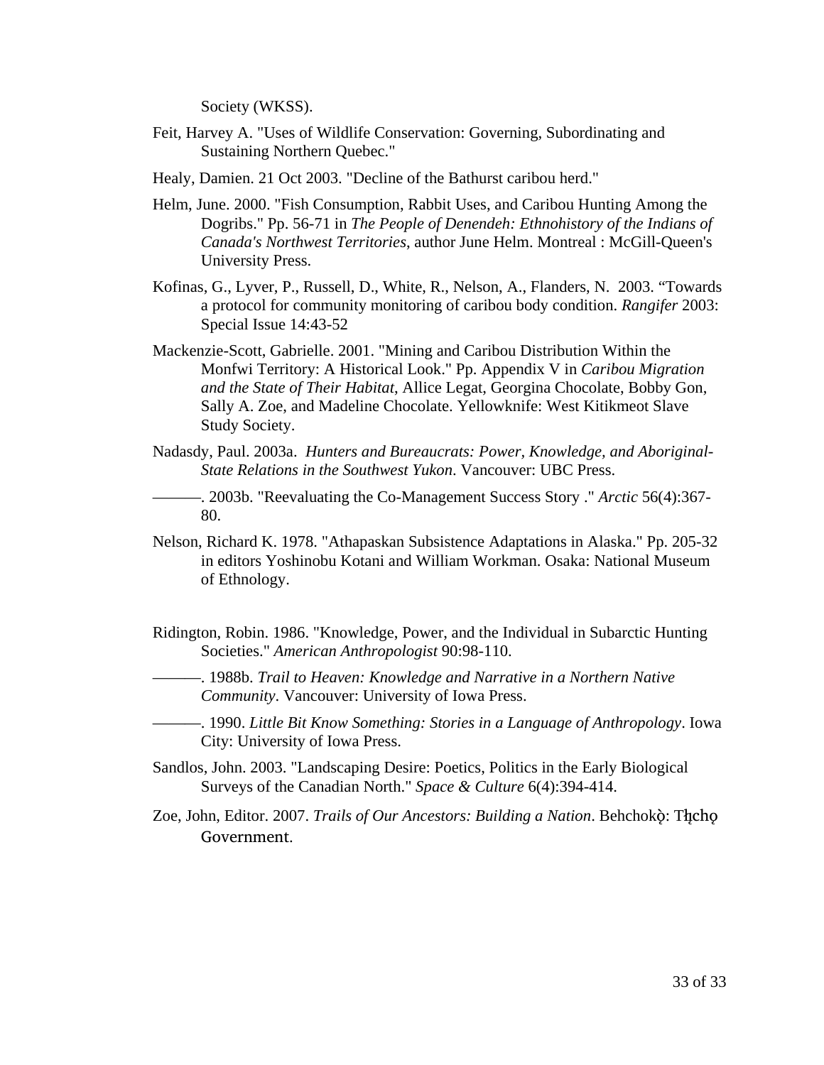Society (WKSS).

Feit, Harvey A. "Uses of Wildlife Conservation: Governing, Subordinating and Sustaining Northern Quebec."

Healy, Damien. 21 Oct 2003. "Decline of the Bathurst caribou herd."

Helm, June. 2000. "Fish Consumption, Rabbit Uses, and Caribou Hunting Among the Dogribs." Pp. 56-71 in *The People of Denendeh: Ethnohistory of the Indians of Canada's Northwest Territories*, author June Helm. Montreal : McGill-Queen's University Press.

Kofinas, G., Lyver, P., Russell, D., White, R., Nelson, A., Flanders, N. 2003. "Towards a protocol for community monitoring of caribou body condition. *Rangifer* 2003: Special Issue 14:43-52

Mackenzie-Scott, Gabrielle. 2001. "Mining and Caribou Distribution Within the Monfwi Territory: A Historical Look." Pp. Appendix V in *Caribou Migration and the State of Their Habitat*, Allice Legat, Georgina Chocolate, Bobby Gon, Sally A. Zoe, and Madeline Chocolate. Yellowknife: West Kitikmeot Slave Study Society.

Nadasdy, Paul. 2003a. *Hunters and Bureaucrats: Power, Knowledge, and Aboriginal-State Relations in the Southwest Yukon*. Vancouver: UBC Press.

———. 2003b. "Reevaluating the Co-Management Success Story ." *Arctic* 56(4):367-80.

Nelson, Richard K. 1978. "Athapaskan Subsistence Adaptations in Alaska." Pp. 205-32 in editors Yoshinobu Kotani and William Workman. Osaka: National Museum of Ethnology.

Ridington, Robin. 1986. "Knowledge, Power, and the Individual in Subarctic Hunting Societies." *American Anthropologist* 90:98-110.

———. 1988b. *Trail to Heaven: Knowledge and Narrative in a Northern Native Community*. Vancouver: University of Iowa Press.

———. 1990. *Little Bit Know Something: Stories in a Language of Anthropology*. Iowa City: University of Iowa Press.

Sandlos, John. 2003. "Landscaping Desire: Poetics, Politics in the Early Biological Surveys of the Canadian North." *Space & Culture* 6(4):394-414.

Zoe, John, Editor. 2007. *Trails of Our Ancestors: Building a Nation*. Behchokǫ̀: Tłı̨chǫ Government.